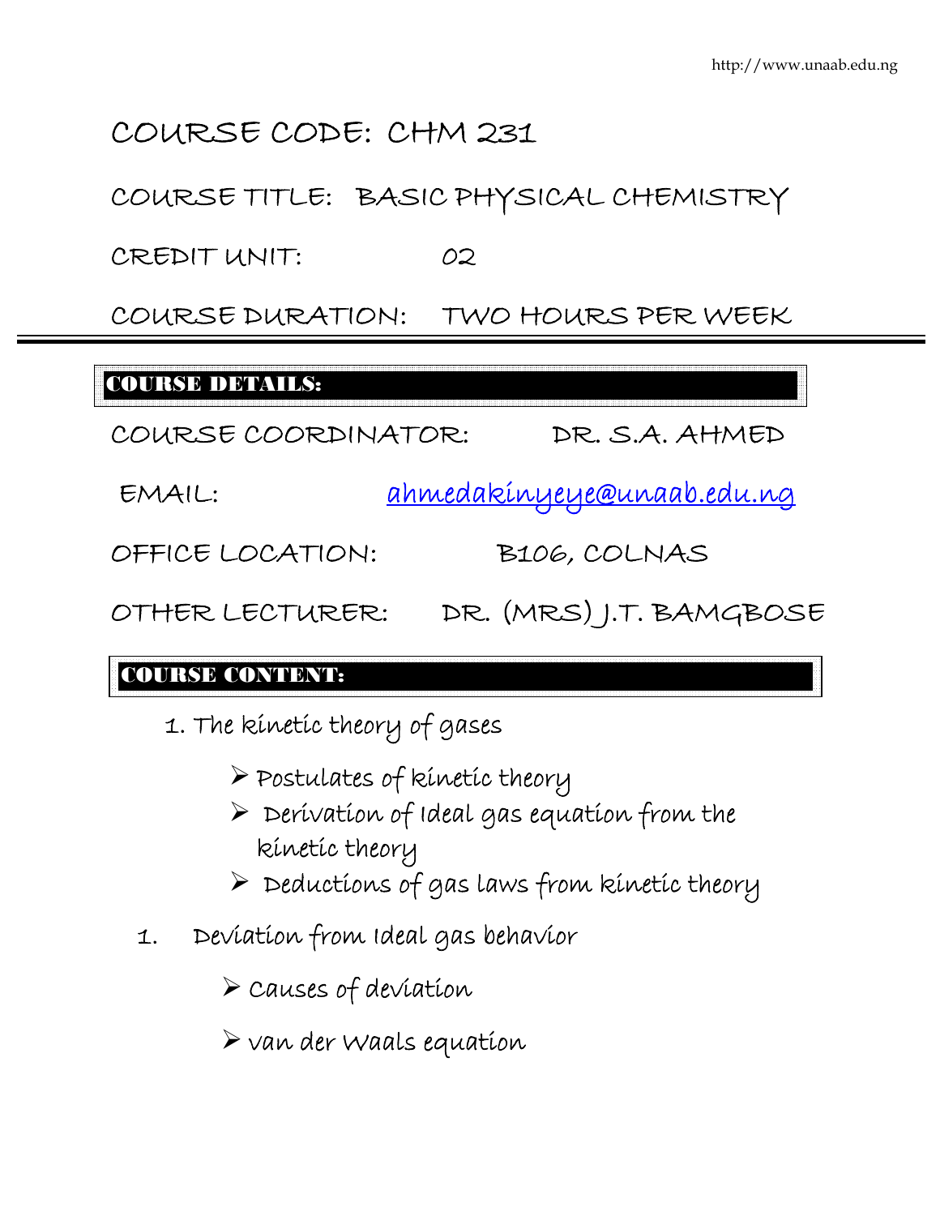# COURSE CODE: CHM 231

COURSE TITLE: BASIC PHYSICAL CHEMISTRY

CREDIT UNIT: 02

COURSE DURATION: TWO HOURS PER WEEK

---

## COURSE DETAILS:

COURSE COORDINATOR: DR. S.A. AHMED

EMAIL: ahmedakinyeye@unaab.edu.ng

OFFICE LOCATION: B106, COLNAS

OTHER LECTURER: DR. (MRS) J.T. BAMGBOSE

## COURSE CONTENT:

1. The kinetic theory of gases
   - Postulates of kinetic theory
   - Derivation of Ideal gas equation from the kinetic theory
   - Deductions of gas laws from kinetic theory

1. Deviation from Ideal gas behavior
   - Causes of deviation
   - van der Waals equation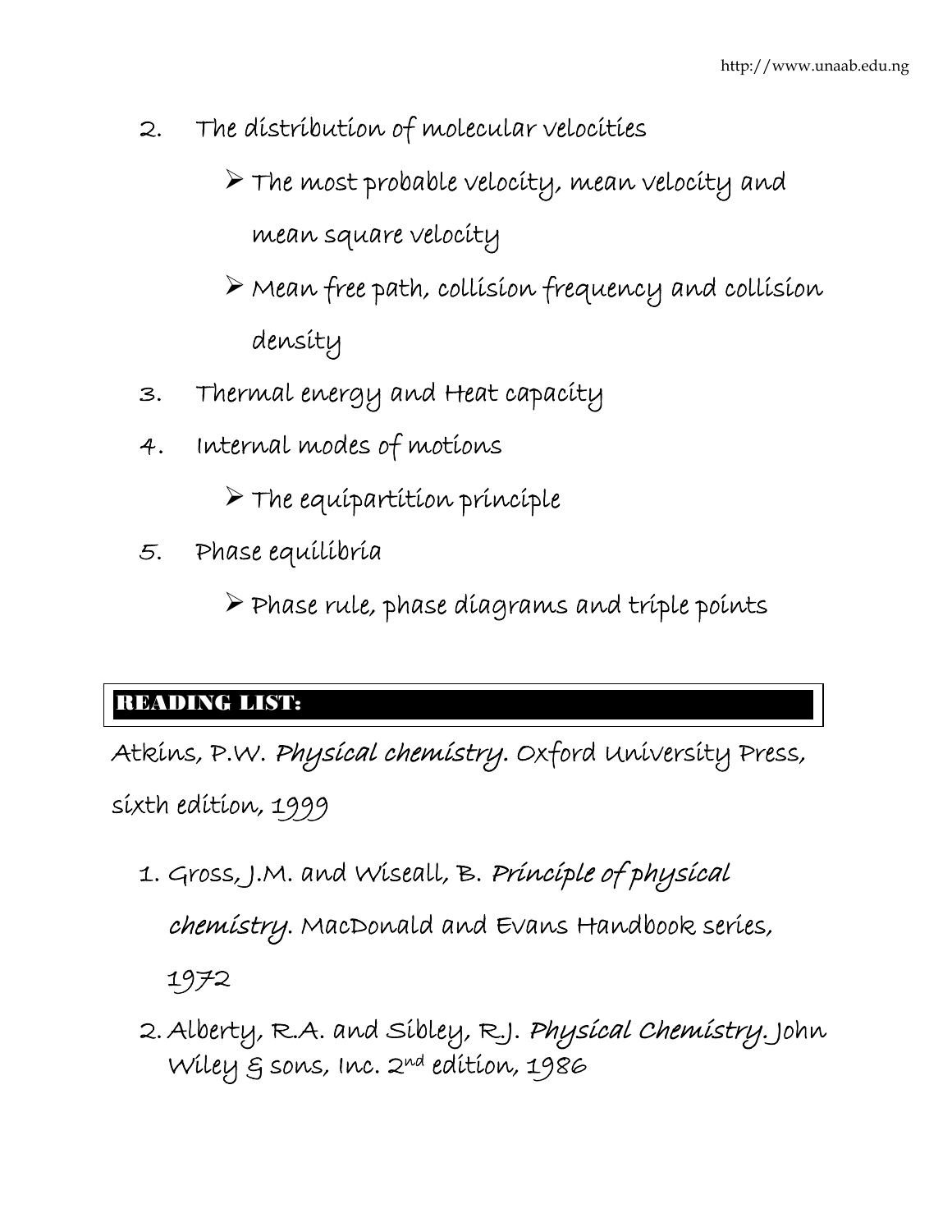2. The distribution of molecular velocities
   - The most probable velocity, mean velocity and mean square velocity
   - Mean free path, collision frequency and collision density
3. Thermal energy and Heat capacity
4. Internal modes of motions
   - The equipartition principle
5. Phase equilibria
   - Phase rule, phase diagrams and triple points

## READING LIST:

Atkins, P.W. *Physical chemistry*. Oxford University Press, sixth edition, 1999

1. Gross, J.M. and Wiseall, B. *Principle of physical chemistry*. MacDonald and Evans Handbook series, 1972
2. Alberty, R.A. and Sibley, R.J. *Physical Chemistry.* John Wiley & sons, Inc. 2nd edition, 1986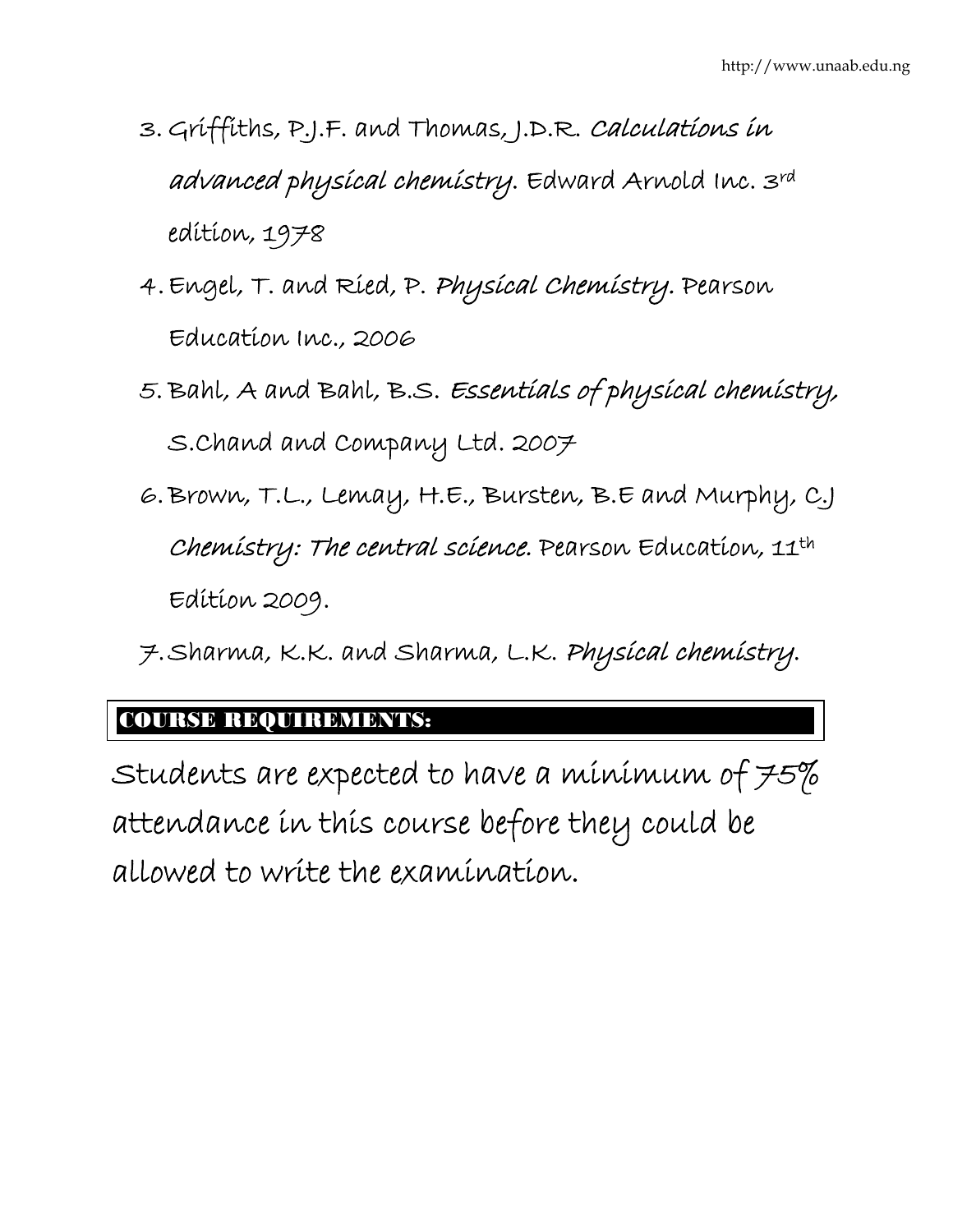3. Griffiths, P.J.F. and Thomas, J.D.R. *Calculations in advanced physical chemistry*. Edward Arnold Inc. 3rd edition, 1978
4. Engel, T. and Ried, P. *Physical Chemistry*. Pearson Education Inc., 2006
5. Bahl, A and Bahl, B.S. *Essentials of physical chemistry*, S.Chand and Company Ltd. 2007
6. Brown, T.L., Lemay, H.E., Bursten, B.E and Murphy, C.J *Chemistry: The central science.* Pearson Education, 11th Edition 2009.
7. Sharma, K.K. and Sharma, L.K. *Physical chemistry*.

## COURSE REQUIREMENTS:

Students are expected to have a minimum of 75% attendance in this course before they could be allowed to write the examination.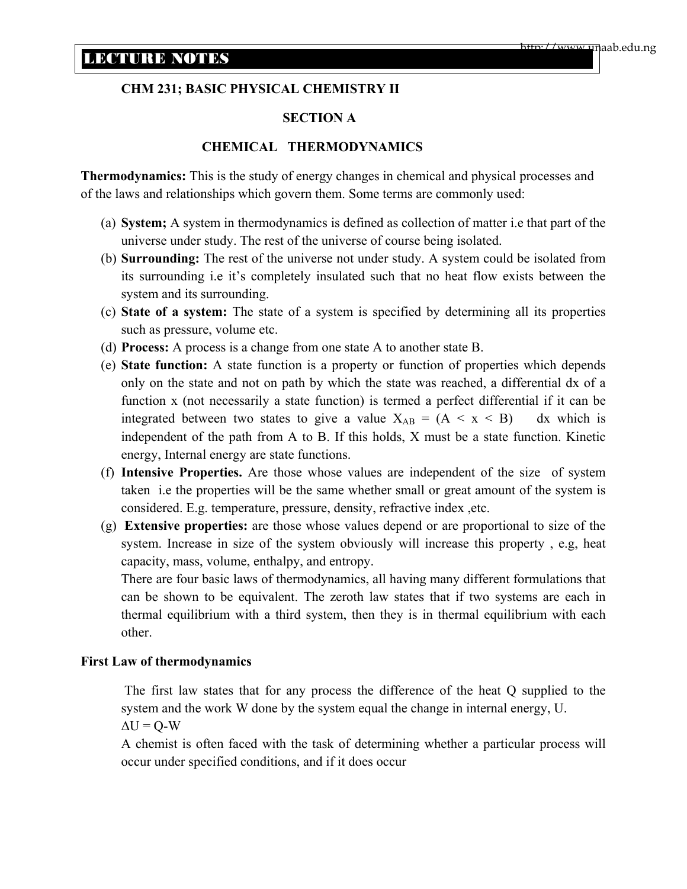# LECTURE NOTES

**CHM 231; BASIC PHYSICAL CHEMISTRY II**

**SECTION A**

**CHEMICAL THERMODYNAMICS**

**Thermodynamics:** This is the study of energy changes in chemical and physical processes and of the laws and relationships which govern them. Some terms are commonly used:

(a) **System;** A system in thermodynamics is defined as collection of matter i.e that part of the universe under study. The rest of the universe of course being isolated.

(b) **Surrounding:** The rest of the universe not under study. A system could be isolated from its surrounding i.e it's completely insulated such that no heat flow exists between the system and its surrounding.

(c) **State of a system:** The state of a system is specified by determining all its properties such as pressure, volume etc.

(d) **Process:** A process is a change from one state A to another state B.

(e) **State function:** A state function is a property or function of properties which depends only on the state and not on path by which the state was reached, a differential dx of a function x (not necessarily a state function) is termed a perfect differential if it can be integrated between two states to give a value $X_{AB}$ = (A < x < B) dx which is independent of the path from A to B. If this holds, X must be a state function. Kinetic energy, Internal energy are state functions.

(f) **Intensive Properties.** Are those whose values are independent of the size of system taken i.e the properties will be the same whether small or great amount of the system is considered. E.g. temperature, pressure, density, refractive index ,etc.

(g) **Extensive properties:** are those whose values depend or are proportional to size of the system. Increase in size of the system obviously will increase this property , e.g, heat capacity, mass, volume, enthalpy, and entropy.

There are four basic laws of thermodynamics, all having many different formulations that can be shown to be equivalent. The zeroth law states that if two systems are each in thermal equilibrium with a third system, then they is in thermal equilibrium with each other.

**First Law of thermodynamics**

The first law states that for any process the difference of the heat Q supplied to the system and the work W done by the system equal the change in internal energy, U.

$\Delta U = Q - W$

A chemist is often faced with the task of determining whether a particular process will occur under specified conditions, and if it does occur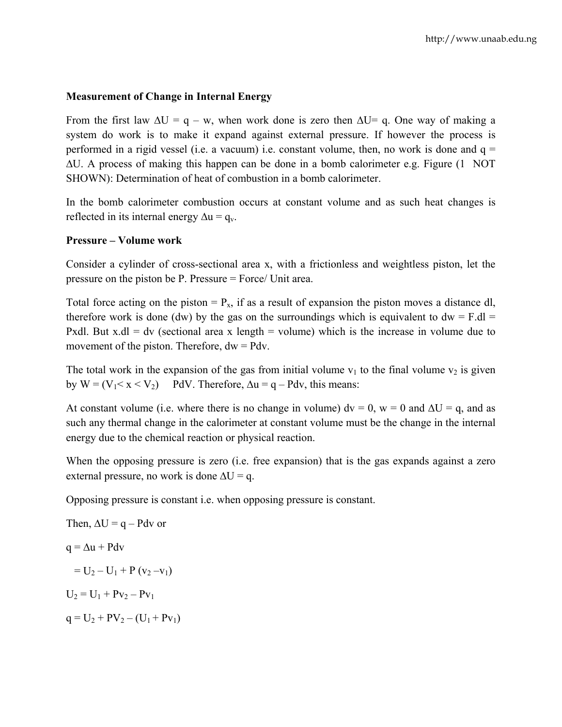**Measurement of Change in Internal Energy**

From the first law $\Delta U = q - w$, when work done is zero then $\Delta U = q$. One way of making a system do work is to make it expand against external pressure. If however the process is performed in a rigid vessel (i.e. a vacuum) i.e. constant volume, then, no work is done and $q = \Delta U$. A process of making this happen can be done in a bomb calorimeter e.g. Figure (1 NOT SHOWN): Determination of heat of combustion in a bomb calorimeter.

In the bomb calorimeter combustion occurs at constant volume and as such heat changes is reflected in its internal energy $\Delta u = q_v$.

**Pressure – Volume work**

Consider a cylinder of cross-sectional area x, with a frictionless and weightless piston, let the pressure on the piston be P. Pressure = Force/ Unit area.

Total force acting on the piston = $P_x$, if as a result of expansion the piston moves a distance dl, therefore work is done (dw) by the gas on the surroundings which is equivalent to dw = F.dl = Pxdl. But x.dl = dv (sectional area x length = volume) which is the increase in volume due to movement of the piston. Therefore, dw = Pdv.

The total work in the expansion of the gas from initial volume $v_1$ to the final volume $v_2$ is given by W = $(V_1 < x < V_2)$ PdV. Therefore, $\Delta u = q - Pdv$, this means:

At constant volume (i.e. where there is no change in volume) dv = 0, w = 0 and $\Delta U = q$, and as such any thermal change in the calorimeter at constant volume must be the change in the internal energy due to the chemical reaction or physical reaction.

When the opposing pressure is zero (i.e. free expansion) that is the gas expands against a zero external pressure, no work is done $\Delta U = q$.

Opposing pressure is constant i.e. when opposing pressure is constant.

Then, $\Delta U = q - Pdv$ or

$q = \Delta u + Pdv$

$= U_2 - U_1 + P(v_2 - v_1)$

$U_2 = U_1 + Pv_2 - Pv_1$

$q = U_2 + PV_2 - (U_1 + Pv_1)$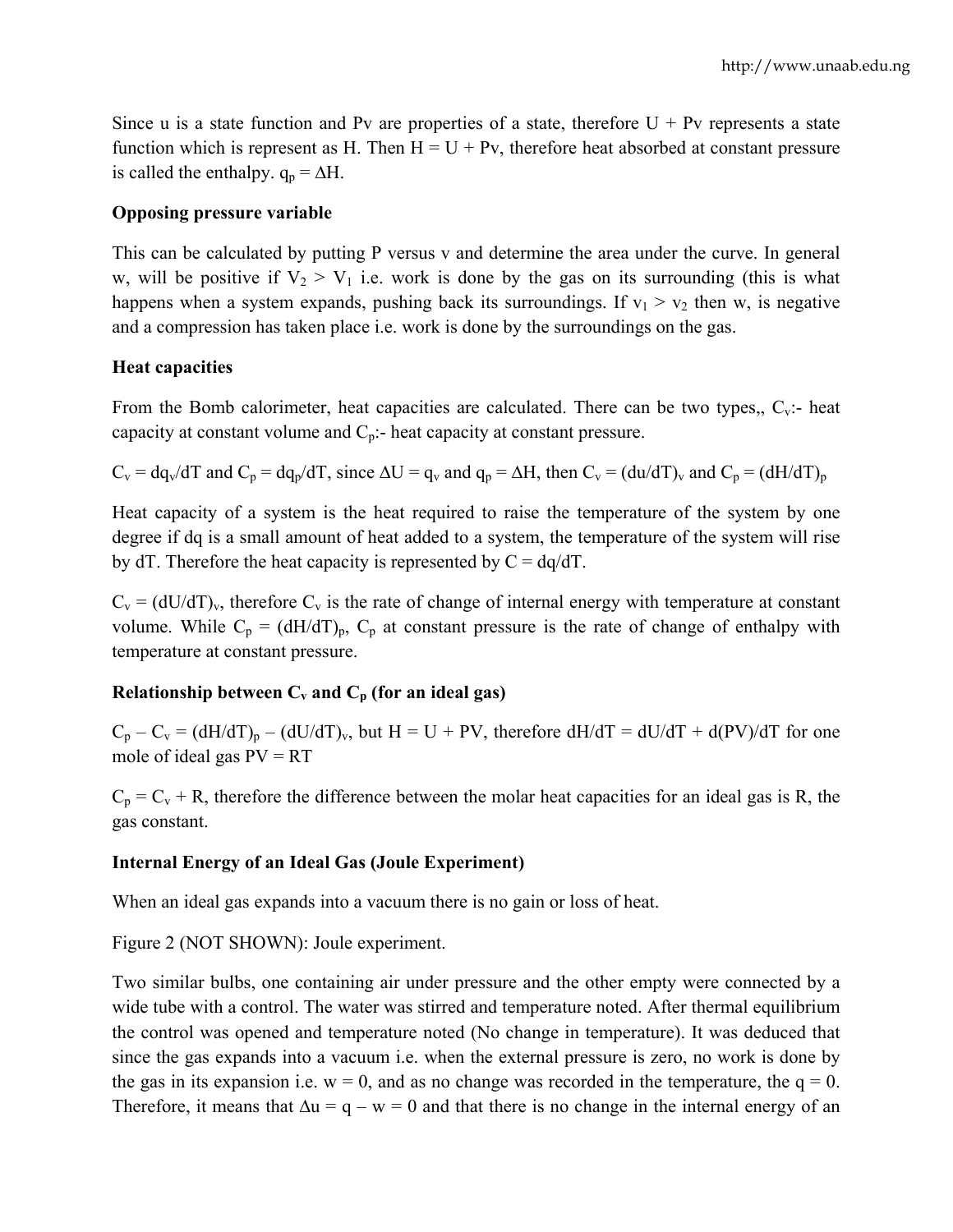Since u is a state function and Pv are properties of a state, therefore U + Pv represents a state function which is represent as H. Then H = U + Pv, therefore heat absorbed at constant pressure is called the enthalpy. $q_p = \Delta H$.

**Opposing pressure variable**

This can be calculated by putting P versus v and determine the area under the curve. In general w, will be positive if $V_2 > V_1$ i.e. work is done by the gas on its surrounding (this is what happens when a system expands, pushing back its surroundings. If $v_1 > v_2$ then w, is negative and a compression has taken place i.e. work is done by the surroundings on the gas.

**Heat capacities**

From the Bomb calorimeter, heat capacities are calculated. There can be two types,, $C_v$:- heat capacity at constant volume and $C_p$:- heat capacity at constant pressure.

$C_v = dq_v/dT$ and $C_p = dq_p/dT$, since $\Delta U = q_v$ and $q_p = \Delta H$, then $C_v = (du/dT)_v$ and $C_p = (dH/dT)_p$

Heat capacity of a system is the heat required to raise the temperature of the system by one degree if dq is a small amount of heat added to a system, the temperature of the system will rise by dT. Therefore the heat capacity is represented by C = dq/dT.

$C_v = (dU/dT)_v$, therefore $C_v$ is the rate of change of internal energy with temperature at constant volume. While $C_p = (dH/dT)_p$, $C_p$ at constant pressure is the rate of change of enthalpy with temperature at constant pressure.

**Relationship between $C_v$ and $C_p$ (for an ideal gas)**

$C_p - C_v = (dH/dT)_p - (dU/dT)_v$, but H = U + PV, therefore dH/dT = dU/dT + d(PV)/dT for one mole of ideal gas PV = RT

$C_p = C_v + R$, therefore the difference between the molar heat capacities for an ideal gas is R, the gas constant.

**Internal Energy of an Ideal Gas (Joule Experiment)**

When an ideal gas expands into a vacuum there is no gain or loss of heat.

Figure 2 (NOT SHOWN): Joule experiment.

Two similar bulbs, one containing air under pressure and the other empty were connected by a wide tube with a control. The water was stirred and temperature noted. After thermal equilibrium the control was opened and temperature noted (No change in temperature). It was deduced that since the gas expands into a vacuum i.e. when the external pressure is zero, no work is done by the gas in its expansion i.e. w = 0, and as no change was recorded in the temperature, the q = 0. Therefore, it means that $\Delta u = q - w = 0$ and that there is no change in the internal energy of an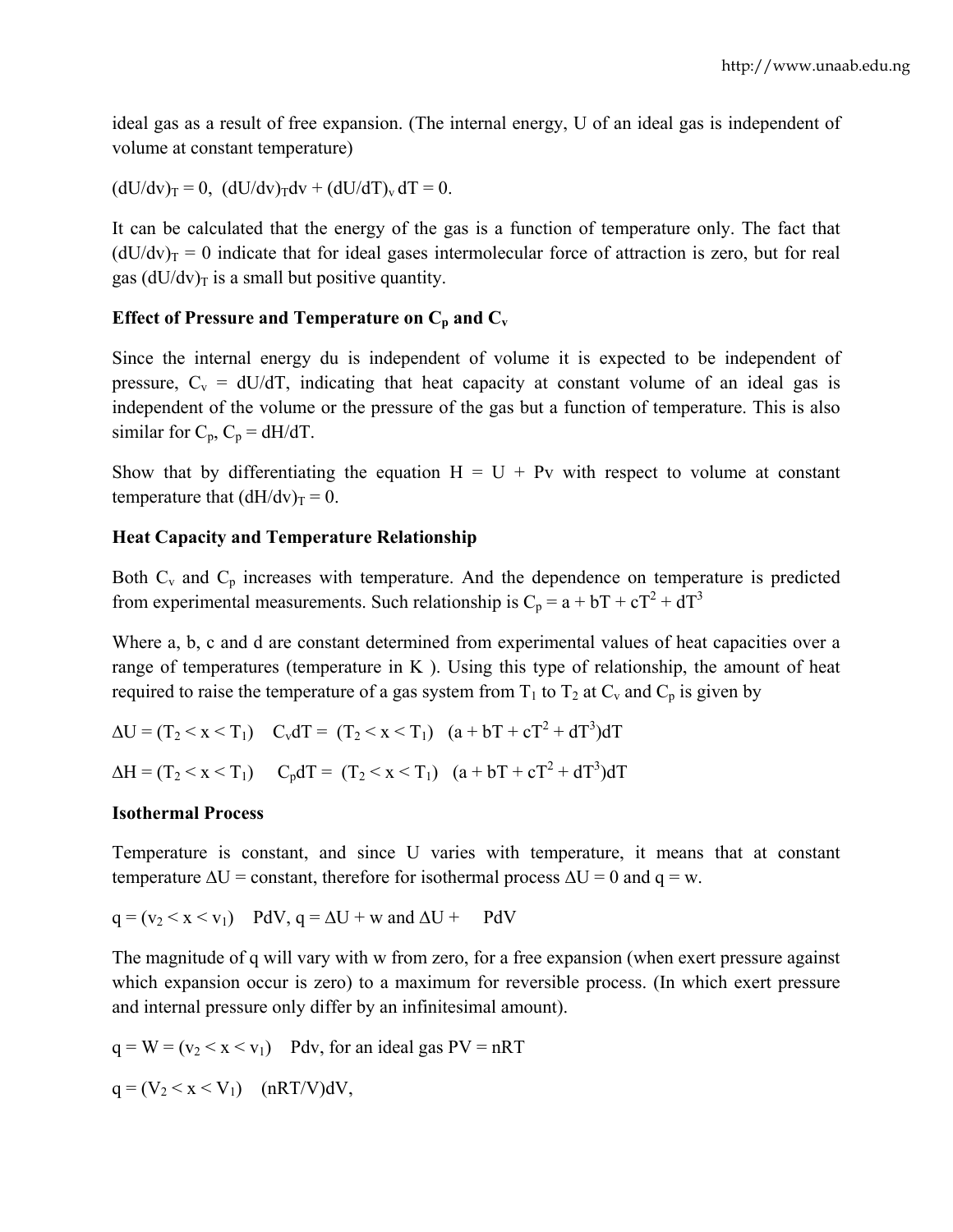ideal gas as a result of free expansion. (The internal energy, U of an ideal gas is independent of volume at constant temperature)

$(dU/dv)_T = 0$, $(dU/dv)_T dv + (dU/dT)_v\, dT = 0$.

It can be calculated that the energy of the gas is a function of temperature only. The fact that $(dU/dv)_T = 0$ indicate that for ideal gases intermolecular force of attraction is zero, but for real gas $(dU/dv)_T$ is a small but positive quantity.

**Effect of Pressure and Temperature on $C_p$ and $C_v$**

Since the internal energy du is independent of volume it is expected to be independent of pressure, $C_v = dU/dT$, indicating that heat capacity at constant volume of an ideal gas is independent of the volume or the pressure of the gas but a function of temperature. This is also similar for $C_p$, $C_p = dH/dT$.

Show that by differentiating the equation $H = U + Pv$ with respect to volume at constant temperature that $(dH/dv)_T = 0$.

**Heat Capacity and Temperature Relationship**

Both $C_v$ and $C_p$ increases with temperature. And the dependence on temperature is predicted from experimental measurements. Such relationship is $C_p = a + bT + cT^2 + dT^3$

Where a, b, c and d are constant determined from experimental values of heat capacities over a range of temperatures (temperature in K ). Using this type of relationship, the amount of heat required to raise the temperature of a gas system from $T_1$ to $T_2$ at $C_v$ and $C_p$ is given by

$\Delta U = (T_2 < x < T_1)$ $C_v dT = (T_2 < x < T_1)$ $(a + bT + cT^2 + dT^3)dT$

$\Delta H = (T_2 < x < T_1)$ $C_p dT = (T_2 < x < T_1)$ $(a + bT + cT^2 + dT^3)dT$

**Isothermal Process**

Temperature is constant, and since U varies with temperature, it means that at constant temperature $\Delta U$ = constant, therefore for isothermal process $\Delta U = 0$ and $q = w$.

$q = (v_2 < x < v_1)$ PdV, $q = \Delta U + w$ and $\Delta U +$ PdV

The magnitude of q will vary with w from zero, for a free expansion (when exert pressure against which expansion occur is zero) to a maximum for reversible process. (In which exert pressure and internal pressure only differ by an infinitesimal amount).

$q = W = (v_2 < x < v_1)$ Pdv, for an ideal gas $PV = nRT$

$q = (V_2 < x < V_1)$ $(nRT/V)dV$,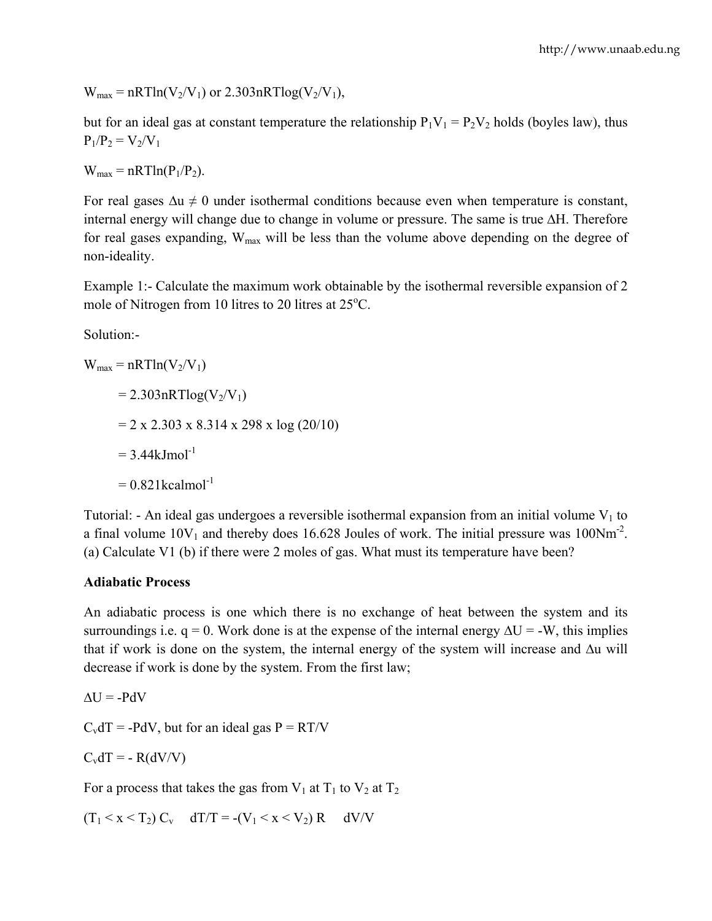$W_{max} = nRT\ln(V_2/V_1)$ or $2.303nRT\log(V_2/V_1)$,

but for an ideal gas at constant temperature the relationship $P_1V_1 = P_2V_2$ holds (boyles law), thus $P_1/P_2 = V_2/V_1$

$W_{max} = nRT\ln(P_1/P_2)$.

For real gases $\Delta u \neq 0$ under isothermal conditions because even when temperature is constant, internal energy will change due to change in volume or pressure. The same is true $\Delta H$. Therefore for real gases expanding, $W_{max}$ will be less than the volume above depending on the degree of non-ideality.

Example 1:- Calculate the maximum work obtainable by the isothermal reversible expansion of 2 mole of Nitrogen from 10 litres to 20 litres at 25$^o$C.

Solution:-

$W_{max} = nRT\ln(V_2/V_1)$

$= 2.303nRT\log(V_2/V_1)$

$= 2 \times 2.303 \times 8.314 \times 298 \times \log(20/10)$

$= 3.44\text{kJmol}^{-1}$

$= 0.821\text{kcalmol}^{-1}$

Tutorial: - An ideal gas undergoes a reversible isothermal expansion from an initial volume $V_1$ to a final volume $10V_1$ and thereby does 16.628 Joules of work. The initial pressure was $100\text{Nm}^{-2}$. (a) Calculate V1 (b) if there were 2 moles of gas. What must its temperature have been?

**Adiabatic Process**

An adiabatic process is one which there is no exchange of heat between the system and its surroundings i.e. q = 0. Work done is at the expense of the internal energy $\Delta U = -W$, this implies that if work is done on the system, the internal energy of the system will increase and $\Delta u$ will decrease if work is done by the system. From the first law;

$\Delta U = -PdV$

$C_vdT = -PdV$, but for an ideal gas $P = RT/V$

$C_vdT = -R(dV/V)$

For a process that takes the gas from $V_1$ at $T_1$ to $V_2$ at $T_2$

$(T_1 < x < T_2)\ C_v \quad dT/T = -(V_1 < x < V_2)\ R \quad dV/V$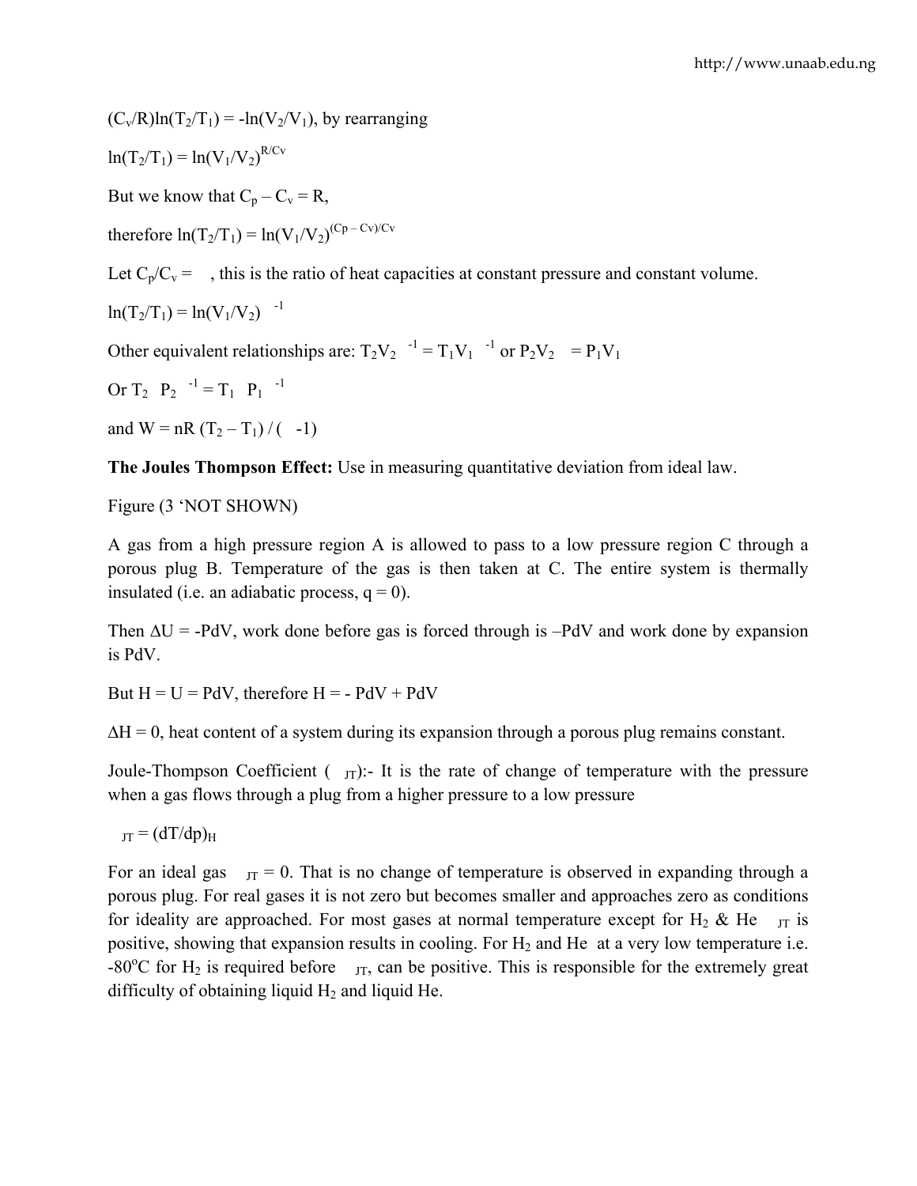$(C_v/R)\ln(T_2/T_1) = -\ln(V_2/V_1)$, by rearranging

$\ln(T_2/T_1) = \ln(V_1/V_2)^{R/Cv}$

But we know that $C_p - C_v = R$,

therefore $\ln(T_2/T_1) = \ln(V_1/V_2)^{(Cp - Cv)/Cv}$

Let $C_p/C_v = \gamma$, this is the ratio of heat capacities at constant pressure and constant volume.

$\ln(T_2/T_1) = \ln(V_1/V_2)^{\gamma - 1}$

Other equivalent relationships are: $T_2V_2^{\gamma-1} = T_1V_1^{\gamma-1}$ or $P_2V_2^{\gamma} = P_1V_1^{\gamma}$

Or $T_2^{\gamma} P_2^{\gamma-1} = T_1^{\gamma} P_1^{\gamma-1}$

and $W = nR(T_2 - T_1) / (\gamma - 1)$

**The Joules Thompson Effect:** Use in measuring quantitative deviation from ideal law.

Figure (3 'NOT SHOWN)

A gas from a high pressure region A is allowed to pass to a low pressure region C through a porous plug B. Temperature of the gas is then taken at C. The entire system is thermally insulated (i.e. an adiabatic process, q = 0).

Then $\Delta U = -PdV$, work done before gas is forced through is $-PdV$ and work done by expansion is $PdV$.

But $H = U = PdV$, therefore $H = -PdV + PdV$

$\Delta H = 0$, heat content of a system during its expansion through a porous plug remains constant.

Joule-Thompson Coefficient ($\mu_{JT}$):- It is the rate of change of temperature with the pressure when a gas flows through a plug from a higher pressure to a low pressure

$\mu_{JT} = (dT/dp)_H$

For an ideal gas $\mu_{JT} = 0$. That is no change of temperature is observed in expanding through a porous plug. For real gases it is not zero but becomes smaller and approaches zero as conditions for ideality are approached. For most gases at normal temperature except for $H_2$ & He $\mu_{JT}$ is positive, showing that expansion results in cooling. For $H_2$ and He at a very low temperature i.e. $-80^oC$ for $H_2$ is required before $\mu_{JT}$, can be positive. This is responsible for the extremely great difficulty of obtaining liquid $H_2$ and liquid He.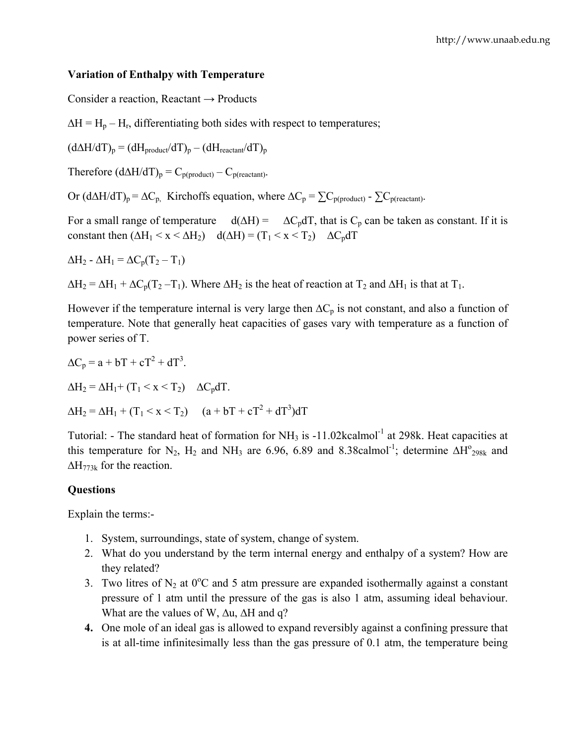**Variation of Enthalpy with Temperature**

Consider a reaction, Reactant → Products

$\Delta H = H_p - H_r$, differentiating both sides with respect to temperatures;

$(d\Delta H/dT)_p = (dH_{product}/dT)_p - (dH_{reactant}/dT)_p$

Therefore $(d\Delta H/dT)_p = C_{p(product)} - C_{p(reactant)}$.

Or $(d\Delta H/dT)_p = \Delta C_p$, Kirchoffs equation, where $\Delta C_p = \sum C_{p(product)} - \sum C_{p(reactant)}$.

For a small range of temperature $d(\Delta H) = \Delta C_p dT$, that is $C_p$ can be taken as constant. If it is constant then $(\Delta H_1 < x < \Delta H_2)$ $d(\Delta H) = (T_1 < x < T_2)$ $\Delta C_p dT$

$\Delta H_2 - \Delta H_1 = \Delta C_p(T_2 - T_1)$

$\Delta H_2 = \Delta H_1 + \Delta C_p(T_2 - T_1)$. Where $\Delta H_2$ is the heat of reaction at $T_2$ and $\Delta H_1$ is that at $T_1$.

However if the temperature internal is very large then $\Delta C_p$ is not constant, and also a function of temperature. Note that generally heat capacities of gases vary with temperature as a function of power series of T.

$\Delta C_p = a + bT + cT^2 + dT^3$.

$\Delta H_2 = \Delta H_1 + (T_1 < x < T_2)$ $\Delta C_p dT$.

$\Delta H_2 = \Delta H_1 + (T_1 < x < T_2)$ $(a + bT + cT^2 + dT^3)dT$

Tutorial: - The standard heat of formation for $NH_3$ is $-11.02 kcalmol^{-1}$ at 298k. Heat capacities at this temperature for $N_2$, $H_2$ and $NH_3$ are 6.96, 6.89 and $8.38 calmol^{-1}$; determine $\Delta H^o_{298k}$ and $\Delta H_{773k}$ for the reaction.

**Questions**

Explain the terms:-

1. System, surroundings, state of system, change of system.
2. What do you understand by the term internal energy and enthalpy of a system? How are they related?
3. Two litres of $N_2$ at $0^oC$ and 5 atm pressure are expanded isothermally against a constant pressure of 1 atm until the pressure of the gas is also 1 atm, assuming ideal behaviour. What are the values of W, $\Delta u$, $\Delta H$ and q?
4. **One** mole of an ideal gas is allowed to expand reversibly against a confining pressure that is at all-time infinitesimally less than the gas pressure of 0.1 atm, the temperature being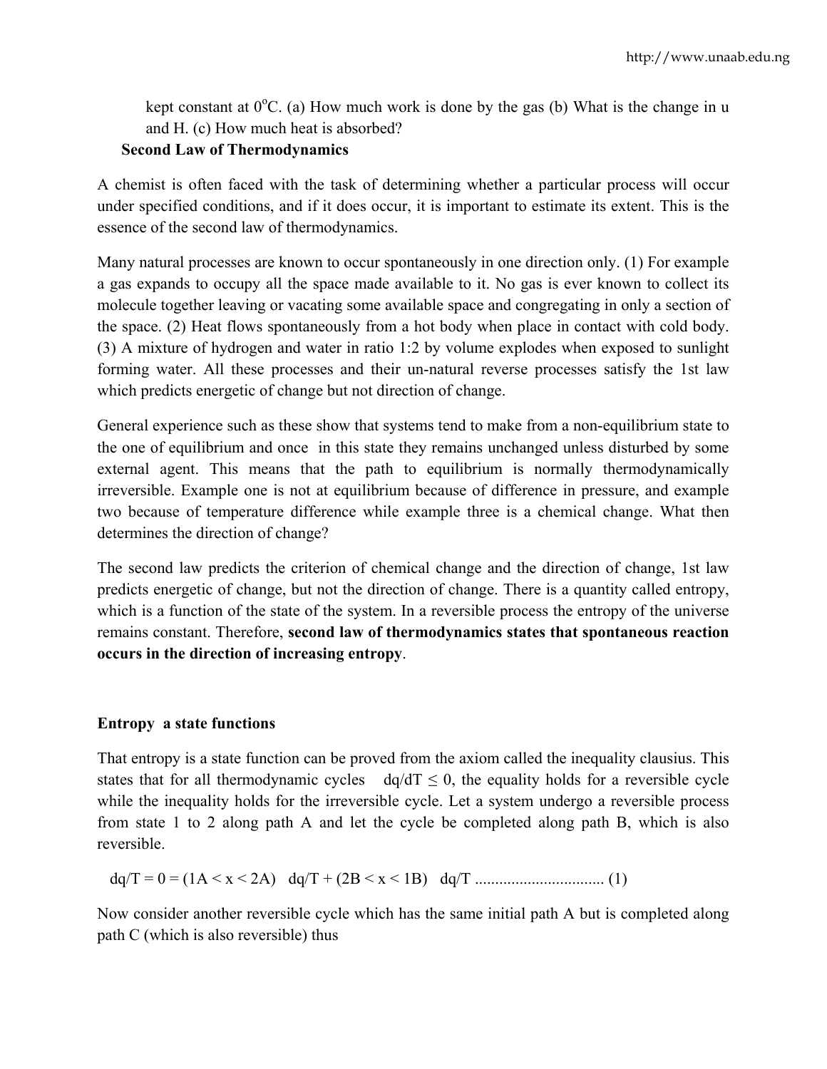kept constant at $0^oC$. (a) How much work is done by the gas (b) What is the change in u and H. (c) How much heat is absorbed?

## Second Law of Thermodynamics

A chemist is often faced with the task of determining whether a particular process will occur under specified conditions, and if it does occur, it is important to estimate its extent. This is the essence of the second law of thermodynamics.

Many natural processes are known to occur spontaneously in one direction only. (1) For example a gas expands to occupy all the space made available to it. No gas is ever known to collect its molecule together leaving or vacating some available space and congregating in only a section of the space. (2) Heat flows spontaneously from a hot body when place in contact with cold body. (3) A mixture of hydrogen and water in ratio 1:2 by volume explodes when exposed to sunlight forming water. All these processes and their un-natural reverse processes satisfy the 1st law which predicts energetic of change but not direction of change.

General experience such as these show that systems tend to make from a non-equilibrium state to the one of equilibrium and once in this state they remains unchanged unless disturbed by some external agent. This means that the path to equilibrium is normally thermodynamically irreversible. Example one is not at equilibrium because of difference in pressure, and example two because of temperature difference while example three is a chemical change. What then determines the direction of change?

The second law predicts the criterion of chemical change and the direction of change, 1st law predicts energetic of change, but not the direction of change. There is a quantity called entropy, which is a function of the state of the system. In a reversible process the entropy of the universe remains constant. Therefore, **second law of thermodynamics states that spontaneous reaction occurs in the direction of increasing entropy**.

### Entropy a state functions

That entropy is a state function can be proved from the axiom called the inequality clausius. This states that for all thermodynamic cycles $dq/dT \leq 0$, the equality holds for a reversible cycle while the inequality holds for the irreversible cycle. Let a system undergo a reversible process from state 1 to 2 along path A and let the cycle be completed along path B, which is also reversible.

$dq/T = 0 = (1A < x < 2A)\ \ dq/T + (2B < x < 1B)\ \ dq/T$ ................................ (1)

Now consider another reversible cycle which has the same initial path A but is completed along path C (which is also reversible) thus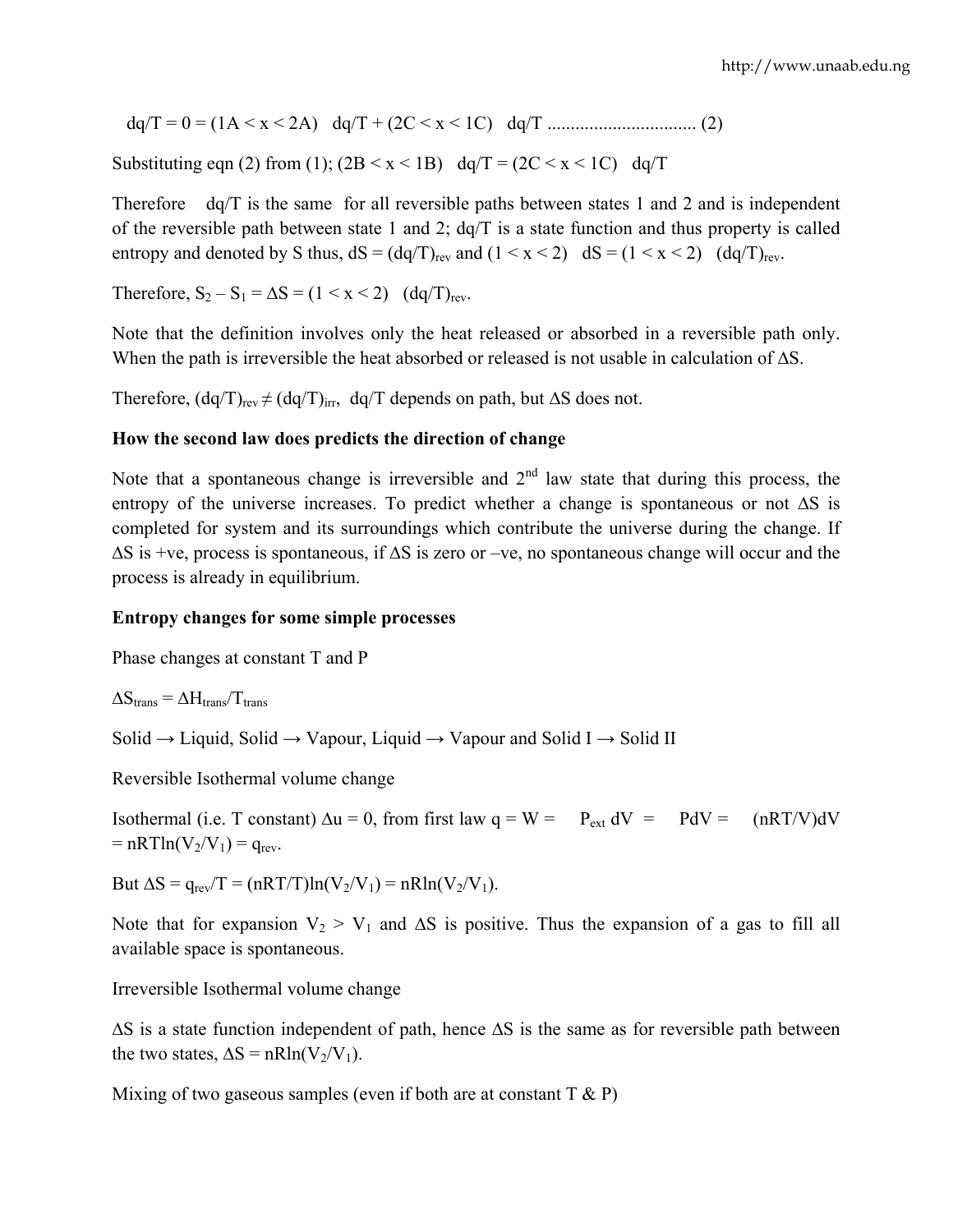dq/T = 0 = (1A < x < 2A) dq/T + (2C < x < 1C) dq/T ................................ (2)

Substituting eqn (2) from (1); (2B < x < 1B) dq/T = (2C < x < 1C) dq/T

Therefore dq/T is the same for all reversible paths between states 1 and 2 and is independent of the reversible path between state 1 and 2; dq/T is a state function and thus property is called entropy and denoted by S thus, $dS = (dq/T)_{rev}$ and (1 < x < 2) dS = (1 < x < 2) $(dq/T)_{rev}$.

Therefore, $S_2 - S_1 = \Delta S$ = (1 < x < 2) $(dq/T)_{rev}$.

Note that the definition involves only the heat released or absorbed in a reversible path only. When the path is irreversible the heat absorbed or released is not usable in calculation of ΔS.

Therefore, $(dq/T)_{rev} \neq (dq/T)_{irr}$, dq/T depends on path, but ΔS does not.

**How the second law does predicts the direction of change**

Note that a spontaneous change is irreversible and 2nd law state that during this process, the entropy of the universe increases. To predict whether a change is spontaneous or not ΔS is completed for system and its surroundings which contribute the universe during the change. If ΔS is +ve, process is spontaneous, if ΔS is zero or –ve, no spontaneous change will occur and the process is already in equilibrium.

**Entropy changes for some simple processes**

Phase changes at constant T and P

$\Delta S_{trans} = \Delta H_{trans}/T_{trans}$

Solid → Liquid, Solid → Vapour, Liquid → Vapour and Solid I → Solid II

Reversible Isothermal volume change

Isothermal (i.e. T constant) Δu = 0, from first law q = W = $P_{ext}$ dV = PdV = (nRT/V)dV = $nRT\ln(V_2/V_1) = q_{rev}$.

But $\Delta S = q_{rev}/T = (nRT/T)\ln(V_2/V_1) = nR\ln(V_2/V_1)$.

Note that for expansion $V_2 > V_1$ and ΔS is positive. Thus the expansion of a gas to fill all available space is spontaneous.

Irreversible Isothermal volume change

ΔS is a state function independent of path, hence ΔS is the same as for reversible path between the two states, $\Delta S = nR\ln(V_2/V_1)$.

Mixing of two gaseous samples (even if both are at constant T & P)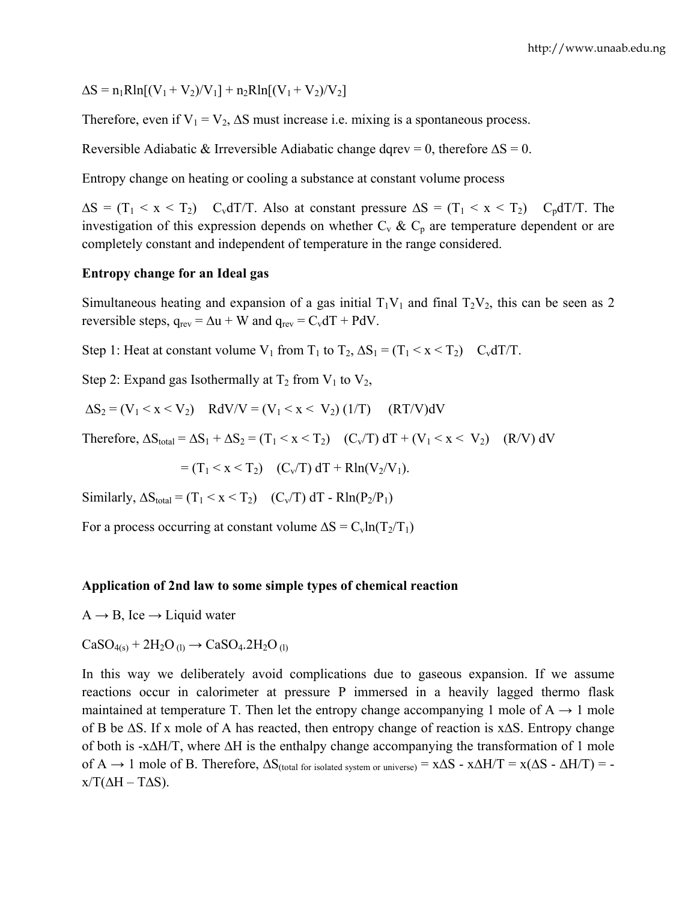$\Delta S = n_1 R\ln[(V_1 + V_2)/V_1] + n_2 R\ln[(V_1 + V_2)/V_2]$

Therefore, even if $V_1 = V_2$, $\Delta S$ must increase i.e. mixing is a spontaneous process.

Reversible Adiabatic & Irreversible Adiabatic change $dq_{rev} = 0$, therefore $\Delta S = 0$.

Entropy change on heating or cooling a substance at constant volume process

$\Delta S = (T_1 < x < T_2) \quad C_v dT/T$. Also at constant pressure $\Delta S = (T_1 < x < T_2) \quad C_p dT/T$. The investigation of this expression depends on whether $C_v$ & $C_p$ are temperature dependent or are completely constant and independent of temperature in the range considered.

**Entropy change for an Ideal gas**

Simultaneous heating and expansion of a gas initial $T_1V_1$ and final $T_2V_2$, this can be seen as 2 reversible steps, $q_{rev} = \Delta u + W$ and $q_{rev} = C_v dT + PdV$.

Step 1: Heat at constant volume $V_1$ from $T_1$ to $T_2$, $\Delta S_1 = (T_1 < x < T_2) \quad C_v dT/T$.

Step 2: Expand gas Isothermally at $T_2$ from $V_1$ to $V_2$,

$\Delta S_2 = (V_1 < x < V_2) \quad R dV/V = (V_1 < x < V_2)\ (1/T) \quad (RT/V)dV$

Therefore, $\Delta S_{total} = \Delta S_1 + \Delta S_2 = (T_1 < x < T_2) \quad (C_v/T)\ dT + (V_1 < x < V_2) \quad (R/V)\ dV$

$= (T_1 < x < T_2) \quad (C_v/T)\ dT + R\ln(V_2/V_1)$.

Similarly, $\Delta S_{total} = (T_1 < x < T_2) \quad (C_v/T)\ dT - R\ln(P_2/P_1)$

For a process occurring at constant volume $\Delta S = C_v \ln(T_2/T_1)$

**Application of 2nd law to some simple types of chemical reaction**

$A \rightarrow B$, Ice $\rightarrow$ Liquid water

$CaSO_{4(s)} + 2H_2O_{(l)} \rightarrow CaSO_4.2H_2O_{(l)}$

In this way we deliberately avoid complications due to gaseous expansion. If we assume reactions occur in calorimeter at pressure P immersed in a heavily lagged thermo flask maintained at temperature T. Then let the entropy change accompanying 1 mole of $A \rightarrow$ 1 mole of B be $\Delta S$. If x mole of A has reacted, then entropy change of reaction is $x\Delta S$. Entropy change of both is $-x\Delta H/T$, where $\Delta H$ is the enthalpy change accompanying the transformation of 1 mole of $A \rightarrow$ 1 mole of B. Therefore, $\Delta S_{(\text{total for isolated system or universe})} = x\Delta S - x\Delta H/T = x(\Delta S - \Delta H/T) = -x/T(\Delta H - T\Delta S)$.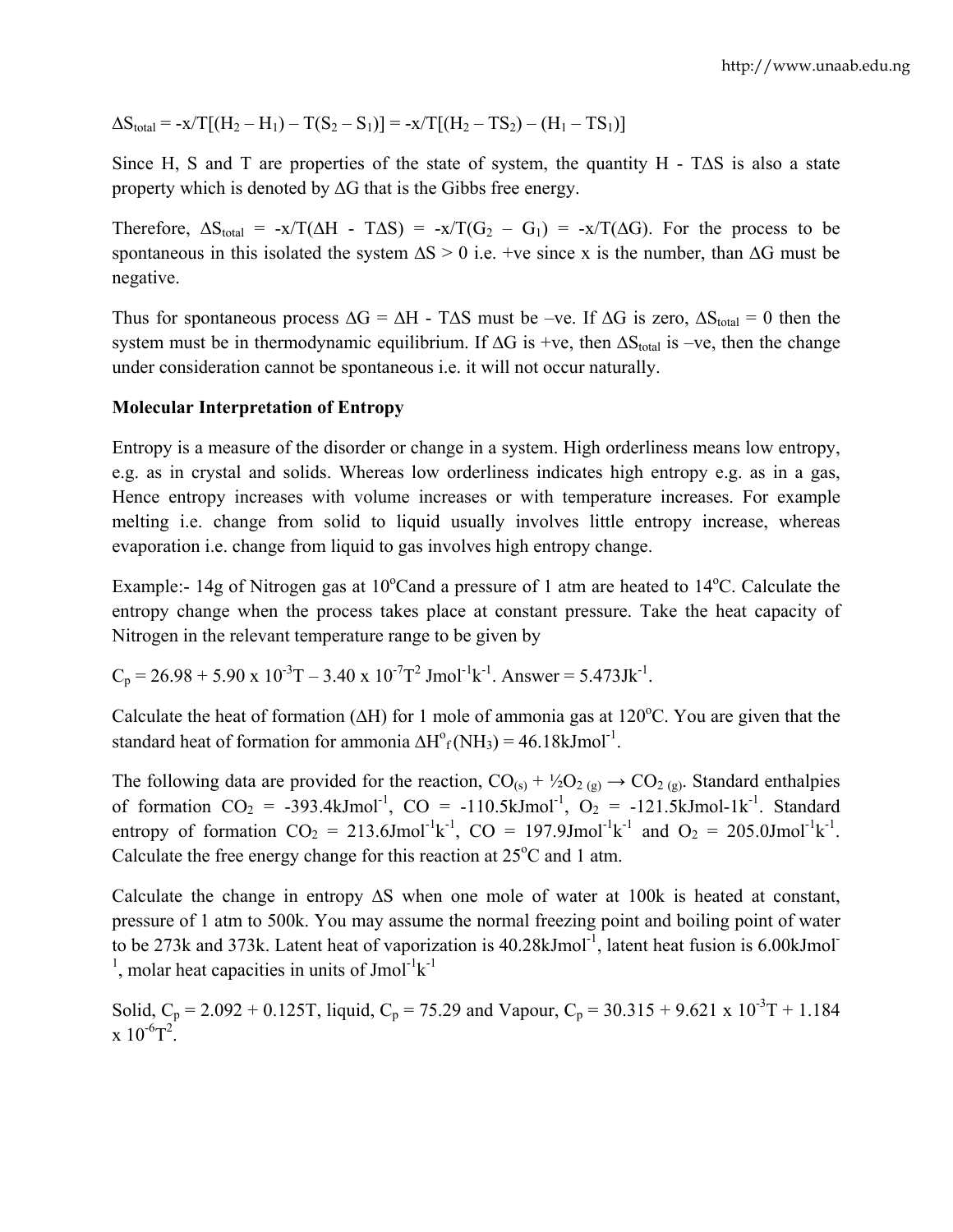$\Delta S_{total} = -x/T[(H_2 - H_1) - T(S_2 - S_1)] = -x/T[(H_2 - TS_2) - (H_1 - TS_1)]$

Since H, S and T are properties of the state of system, the quantity H - T$\Delta$S is also a state property which is denoted by $\Delta$G that is the Gibbs free energy.

Therefore, $\Delta S_{total} = -x/T(\Delta H - T\Delta S) = -x/T(G_2 - G_1) = -x/T(\Delta G)$. For the process to be spontaneous in this isolated the system $\Delta S > 0$ i.e. +ve since x is the number, than $\Delta$G must be negative.

Thus for spontaneous process $\Delta G = \Delta H - T\Delta S$ must be –ve. If $\Delta$G is zero, $\Delta S_{total} = 0$ then the system must be in thermodynamic equilibrium. If $\Delta$G is +ve, then $\Delta S_{total}$ is –ve, then the change under consideration cannot be spontaneous i.e. it will not occur naturally.

**Molecular Interpretation of Entropy**

Entropy is a measure of the disorder or change in a system. High orderliness means low entropy, e.g. as in crystal and solids. Whereas low orderliness indicates high entropy e.g. as in a gas, Hence entropy increases with volume increases or with temperature increases. For example melting i.e. change from solid to liquid usually involves little entropy increase, whereas evaporation i.e. change from liquid to gas involves high entropy change.

Example:- 14g of Nitrogen gas at 10$^o$Cand a pressure of 1 atm are heated to 14$^o$C. Calculate the entropy change when the process takes place at constant pressure. Take the heat capacity of Nitrogen in the relevant temperature range to be given by

$C_p = 26.98 + 5.90 \times 10^{-3}T - 3.40 \times 10^{-7}T^2$ Jmol$^{-1}$k$^{-1}$. Answer = 5.473Jk$^{-1}$.

Calculate the heat of formation ($\Delta$H) for 1 mole of ammonia gas at 120$^o$C. You are given that the standard heat of formation for ammonia $\Delta H^o_f(NH_3) = 46.18$kJmol$^{-1}$.

The following data are provided for the reaction, $CO_{(s)} + ½O_{2\,(g)} \rightarrow CO_{2\,(g)}$. Standard enthalpies of formation $CO_2$ = -393.4kJmol$^{-1}$, CO = -110.5kJmol$^{-1}$, $O_2$ = -121.5kJmol-1k$^{-1}$. Standard entropy of formation $CO_2$ = 213.6Jmol$^{-1}$k$^{-1}$, CO = 197.9Jmol$^{-1}$k$^{-1}$ and $O_2$ = 205.0Jmol$^{-1}$k$^{-1}$. Calculate the free energy change for this reaction at 25$^o$C and 1 atm.

Calculate the change in entropy $\Delta$S when one mole of water at 100k is heated at constant, pressure of 1 atm to 500k. You may assume the normal freezing point and boiling point of water to be 273k and 373k. Latent heat of vaporization is 40.28kJmol$^{-1}$, latent heat fusion is 6.00kJmol$^{-1}$, molar heat capacities in units of Jmol$^{-1}$k$^{-1}$

Solid, $C_p = 2.092 + 0.125T$, liquid, $C_p = 75.29$ and Vapour, $C_p = 30.315 + 9.621 \times 10^{-3}T + 1.184 \times 10^{-6}T^2$.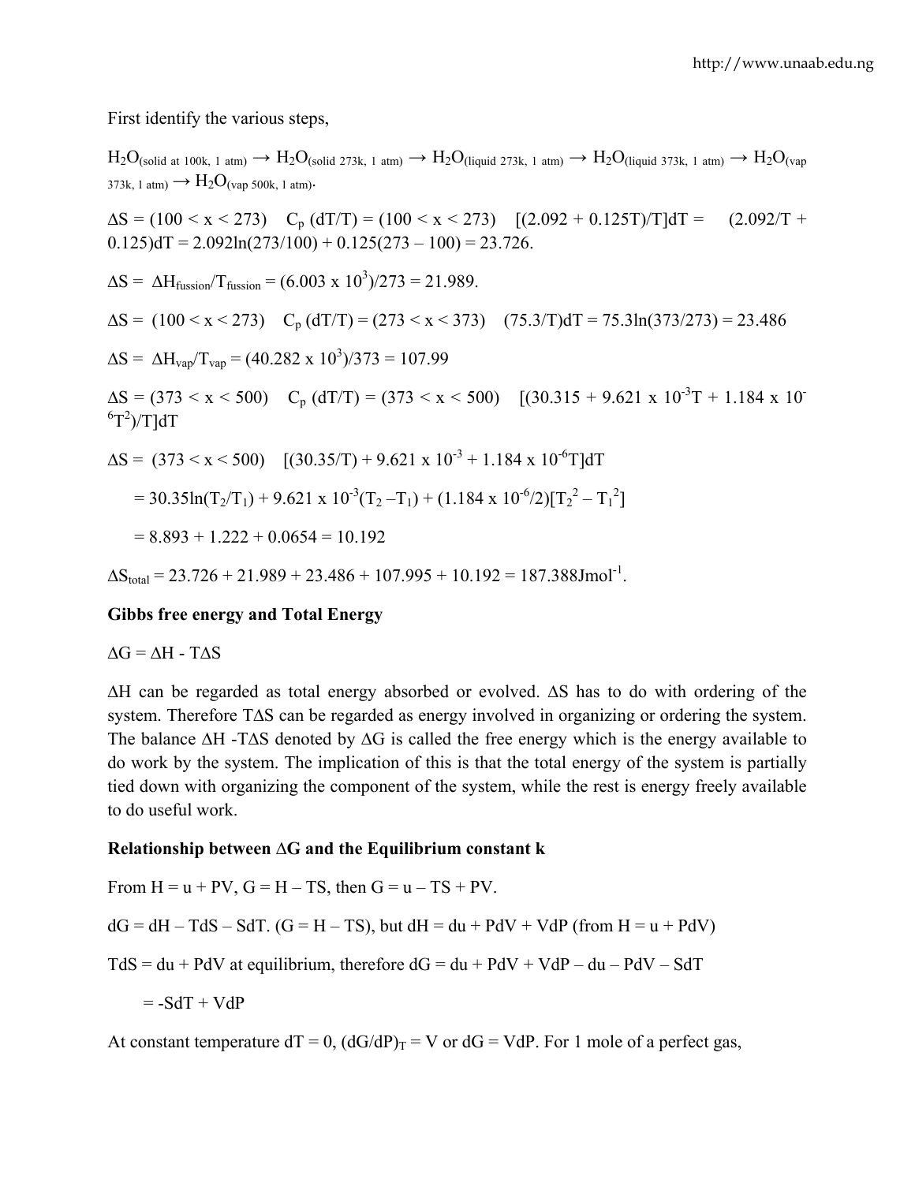First identify the various steps,

$H_2O_{(solid\ at\ 100k,\ 1\ atm)} \rightarrow H_2O_{(solid\ 273k,\ 1\ atm)} \rightarrow H_2O_{(liquid\ 273k,\ 1\ atm)} \rightarrow H_2O_{(liquid\ 373k,\ 1\ atm)} \rightarrow H_2O_{(vap\ 373k,\ 1\ atm)} \rightarrow H_2O_{(vap\ 500k,\ 1\ atm)}$.

$\Delta S = (100 < x < 273) \quad C_p\ (dT/T) = (100 < x < 273) \quad [(2.092 + 0.125T)/T]dT = \quad (2.092/T + 0.125)dT = 2.092\ln(273/100) + 0.125(273 - 100) = 23.726.$

$\Delta S = \Delta H_{fussion}/T_{fussion} = (6.003 \times 10^3)/273 = 21.989.$

$\Delta S = (100 < x < 273) \quad C_p\ (dT/T) = (273 < x < 373) \quad (75.3/T)dT = 75.3\ln(373/273) = 23.486$

$\Delta S = \Delta H_{vap}/T_{vap} = (40.282 \times 10^3)/373 = 107.99$

$\Delta S = (373 < x < 500) \quad C_p\ (dT/T) = (373 < x < 500) \quad [(30.315 + 9.621 \times 10^{-3}T + 1.184 \times 10^{-6}T^2)/T]dT$

$\Delta S = (373 < x < 500) \quad [(30.35/T) + 9.621 \times 10^{-3} + 1.184 \times 10^{-6}T]dT$

$= 30.35\ln(T_2/T_1) + 9.621 \times 10^{-3}(T_2 - T_1) + (1.184 \times 10^{-6}/2)[T_2^2 - T_1^2]$

$= 8.893 + 1.222 + 0.0654 = 10.192$

$\Delta S_{total} = 23.726 + 21.989 + 23.486 + 107.995 + 10.192 = 187.388 Jmol^{-1}.$

**Gibbs free energy and Total Energy**

$\Delta G = \Delta H - T\Delta S$

$\Delta H$ can be regarded as total energy absorbed or evolved. $\Delta S$ has to do with ordering of the system. Therefore $T\Delta S$ can be regarded as energy involved in organizing or ordering the system. The balance $\Delta H - T\Delta S$ denoted by $\Delta G$ is called the free energy which is the energy available to do work by the system. The implication of this is that the total energy of the system is partially tied down with organizing the component of the system, while the rest is energy freely available to do useful work.

**Relationship between $\Delta G$ and the Equilibrium constant k**

From $H = u + PV$, $G = H - TS$, then $G = u - TS + PV$.

$dG = dH - TdS - SdT$. ($G = H - TS$), but $dH = du + PdV + VdP$ (from $H = u + PdV$)

$TdS = du + PdV$ at equilibrium, therefore $dG = du + PdV + VdP - du - PdV - SdT$

$= -SdT + VdP$

At constant temperature $dT = 0$, $(dG/dP)_T = V$ or $dG = VdP$. For 1 mole of a perfect gas,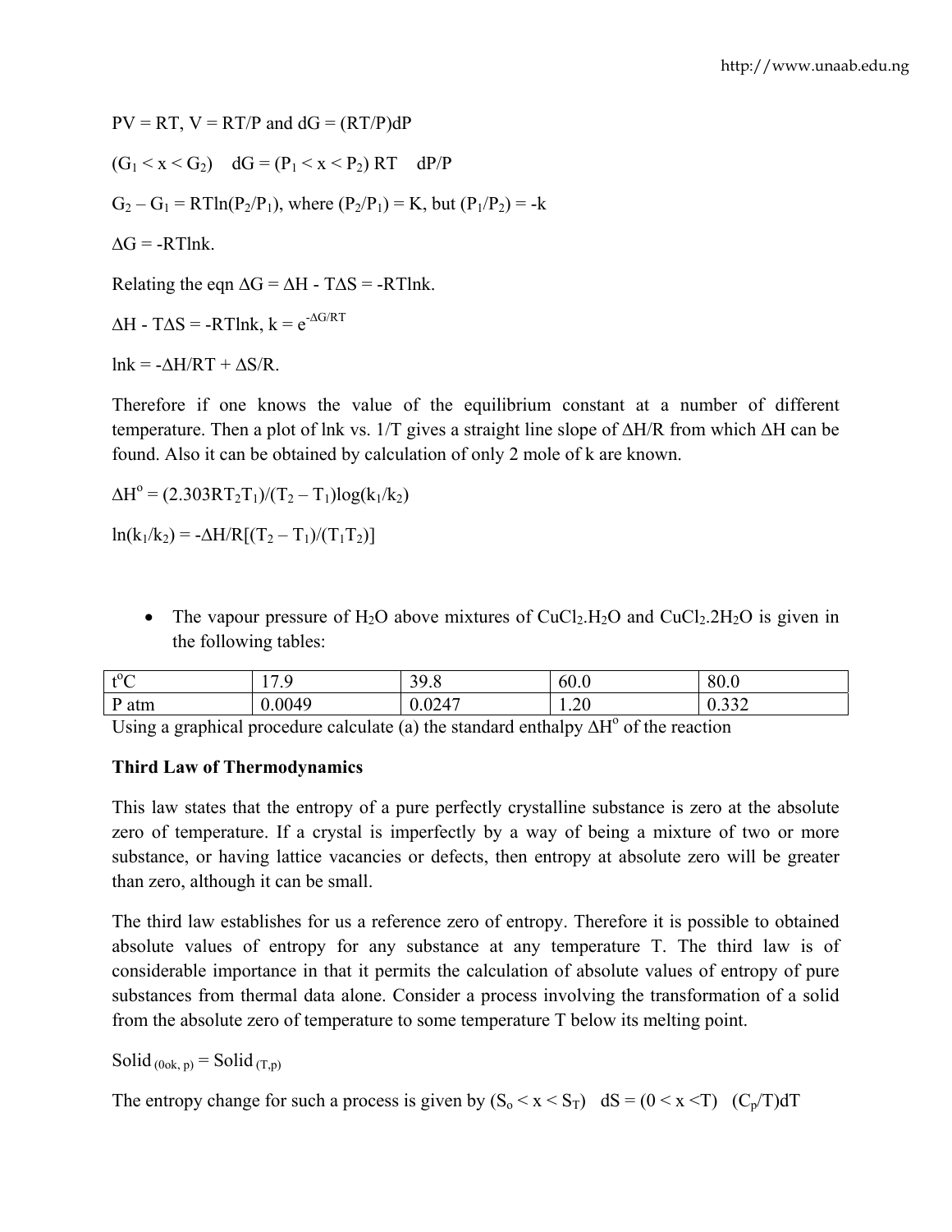$PV = RT$, $V = RT/P$ and $dG = (RT/P)dP$

$(G_1 < x < G_2)$ $dG = (P_1 < x < P_2)$ $RT$ $dP/P$

$G_2 – G_1 = RT\ln(P_2/P_1)$, where $(P_2/P_1) = K$, but $(P_1/P_2) = -k$

$\Delta G = -RT\ln k$.

Relating the eqn $\Delta G = \Delta H - T\Delta S = -RT\ln k$.

$\Delta H - T\Delta S = -RT\ln k$, $k = e^{-\Delta G/RT}$

$\ln k = -\Delta H/RT + \Delta S/R$.

Therefore if one knows the value of the equilibrium constant at a number of different temperature. Then a plot of lnk vs. 1/T gives a straight line slope of $\Delta H/R$ from which $\Delta H$ can be found. Also it can be obtained by calculation of only 2 mole of k are known.

$\Delta H^o = (2.303RT_2T_1)/(T_2 – T_1)\log(k_1/k_2)$

$\ln(k_1/k_2) = -\Delta H/R[(T_2 – T_1)/(T_1T_2)]$

- The vapour pressure of $H_2O$ above mixtures of $CuCl_2.H_2O$ and $CuCl_2.2H_2O$ is given in the following tables:

| $t^oC$ | 17.9 | 39.8 | 60.0 | 80.0 |
|---|---|---|---|---|
| P atm | 0.0049 | 0.0247 | 1.20 | 0.332 |

Using a graphical procedure calculate (a) the standard enthalpy $\Delta H^o$ of the reaction

**Third Law of Thermodynamics**

This law states that the entropy of a pure perfectly crystalline substance is zero at the absolute zero of temperature. If a crystal is imperfectly by a way of being a mixture of two or more substance, or having lattice vacancies or defects, then entropy at absolute zero will be greater than zero, although it can be small.

The third law establishes for us a reference zero of entropy. Therefore it is possible to obtained absolute values of entropy for any substance at any temperature T. The third law is of considerable importance in that it permits the calculation of absolute values of entropy of pure substances from thermal data alone. Consider a process involving the transformation of a solid from the absolute zero of temperature to some temperature T below its melting point.

$Solid_{(0ok,\ p)} = Solid_{(T,p)}$

The entropy change for such a process is given by $(S_o < x < S_T)$ $dS = (0 < x < T)$ $(C_p/T)dT$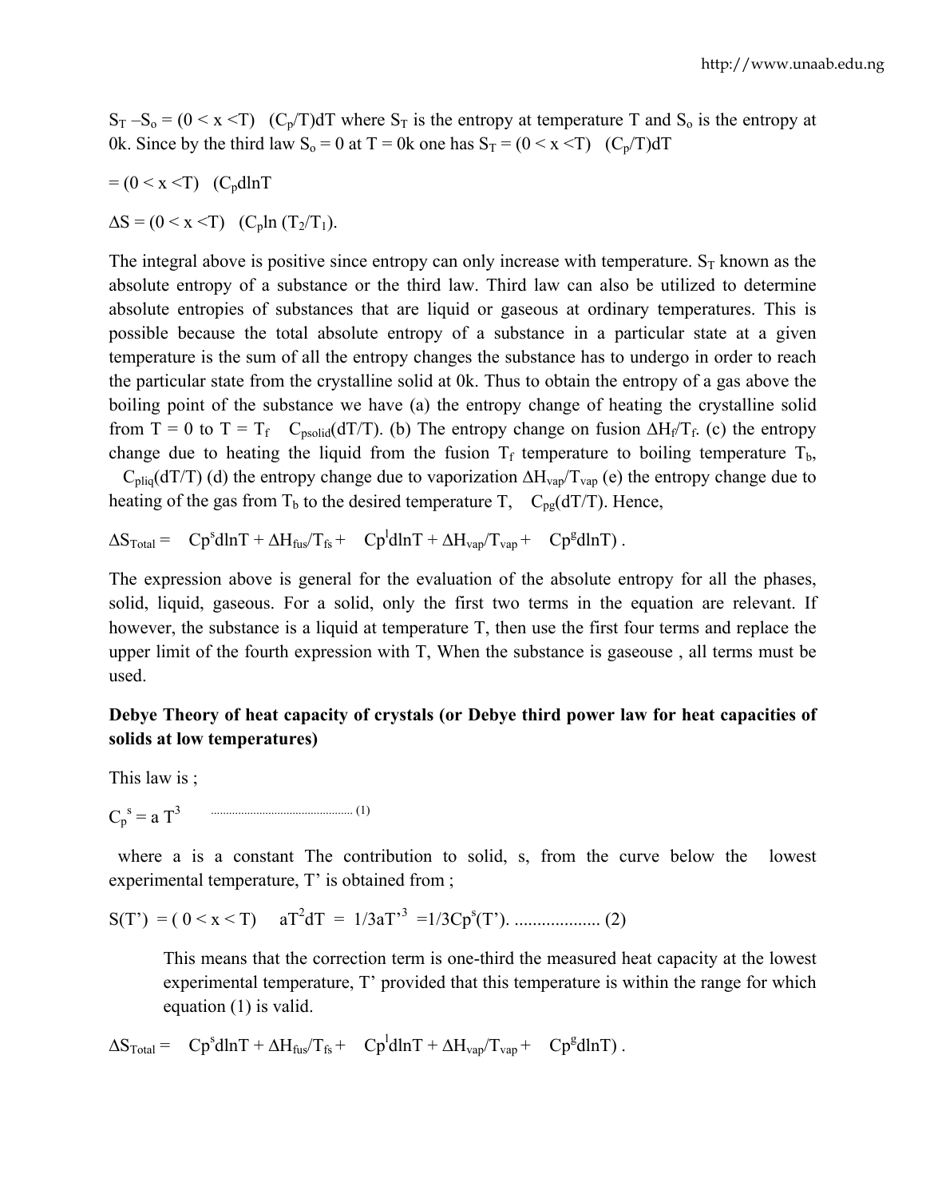$S_T - S_o = (0 < x < T) \quad (C_p/T)dT$ where $S_T$ is the entropy at temperature T and $S_o$ is the entropy at 0k. Since by the third law $S_o = 0$ at T = 0k one has $S_T = (0 < x < T) \quad (C_p/T)dT$

$= (0 < x < T) \quad (C_p d\ln T$

$\Delta S = (0 < x < T) \quad (C_p \ln (T_2/T_1)$.

The integral above is positive since entropy can only increase with temperature. $S_T$ known as the absolute entropy of a substance or the third law. Third law can also be utilized to determine absolute entropies of substances that are liquid or gaseous at ordinary temperatures. This is possible because the total absolute entropy of a substance in a particular state at a given temperature is the sum of all the entropy changes the substance has to undergo in order to reach the particular state from the crystalline solid at 0k. Thus to obtain the entropy of a gas above the boiling point of the substance we have (a) the entropy change of heating the crystalline solid from T = 0 to T = $T_f$ $\quad C_{psolid}(dT/T)$. (b) The entropy change on fusion $\Delta H_f/T_f$. (c) the entropy change due to heating the liquid from the fusion $T_f$ temperature to boiling temperature $T_b$, $\quad C_{pliq}(dT/T)$ (d) the entropy change due to vaporization $\Delta H_{vap}/T_{vap}$ (e) the entropy change due to heating of the gas from $T_b$ to the desired temperature T, $\quad C_{pg}(dT/T)$. Hence,

$\Delta S_{Total} = \quad Cp^s d\ln T + \Delta H_{fus}/T_{fs} + \quad Cp^l d\ln T + \Delta H_{vap}/T_{vap} + \quad Cp^g d\ln T)$ .

The expression above is general for the evaluation of the absolute entropy for all the phases, solid, liquid, gaseous. For a solid, only the first two terms in the equation are relevant. If however, the substance is a liquid at temperature T, then use the first four terms and replace the upper limit of the fourth expression with T, When the substance is gaseouse , all terms must be used.

**Debye Theory of heat capacity of crystals (or Debye third power law for heat capacities of solids at low temperatures)**

This law is ;

$C_p^{\,s} = a\,T^3$ .............................................. (1)

where a is a constant The contribution to solid, s, from the curve below the lowest experimental temperature, T' is obtained from ;

$S(T') = (0 < x < T) \quad aT^2 dT = 1/3aT'^3 = 1/3Cp^s(T')$. ................... (2)

This means that the correction term is one-third the measured heat capacity at the lowest experimental temperature, T' provided that this temperature is within the range for which equation (1) is valid.

$\Delta S_{Total} = \quad Cp^s d\ln T + \Delta H_{fus}/T_{fs} + \quad Cp^l d\ln T + \Delta H_{vap}/T_{vap} + \quad Cp^g d\ln T)$ .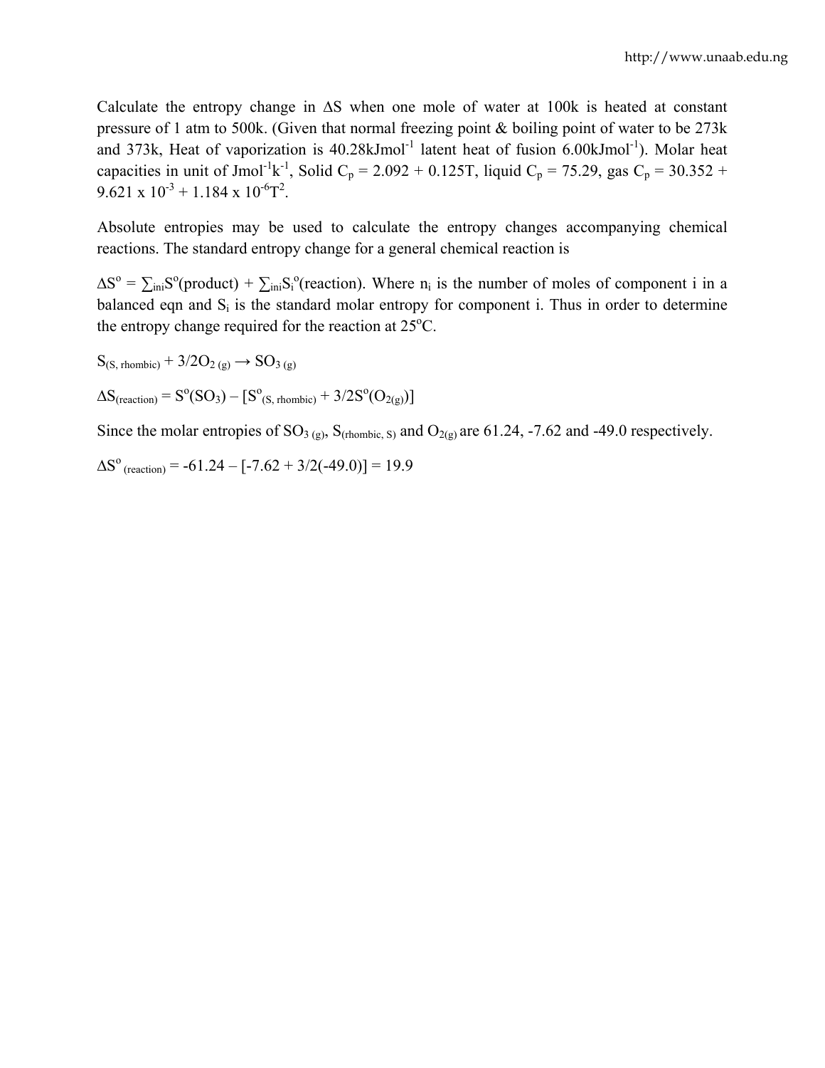Calculate the entropy change in $\Delta S$ when one mole of water at 100k is heated at constant pressure of 1 atm to 500k. (Given that normal freezing point & boiling point of water to be 273k and 373k, Heat of vaporization is $40.28 kJmol^{-1}$ latent heat of fusion $6.00 kJmol^{-1}$). Molar heat capacities in unit of $Jmol^{-1}k^{-1}$, Solid $C_p = 2.092 + 0.125T$, liquid $C_p = 75.29$, gas $C_p = 30.352 + 9.621 \times 10^{-3} + 1.184 \times 10^{-6}T^2$.

Absolute entropies may be used to calculate the entropy changes accompanying chemical reactions. The standard entropy change for a general chemical reaction is

$\Delta S^o = \sum_{ini} S^o(\text{product}) + \sum_{ini} S_i^o(\text{reaction})$. Where $n_i$ is the number of moles of component i in a balanced eqn and $S_i$ is the standard molar entropy for component i. Thus in order to determine the entropy change required for the reaction at 25°C.

$S_{(S,\ rhombic)} + 3/2O_{2\ (g)} \rightarrow SO_{3\ (g)}$

$\Delta S_{(reaction)} = S^o(SO_3) - [S^o_{(S,\ rhombic)} + 3/2S^o(O_{2(g)})]$

Since the molar entropies of $SO_{3\ (g)}$, $S_{(rhombic,\ S)}$ and $O_{2(g)}$ are 61.24, -7.62 and -49.0 respectively.

$\Delta S^o_{\ (reaction)} = -61.24 - [-7.62 + 3/2(-49.0)] = 19.9$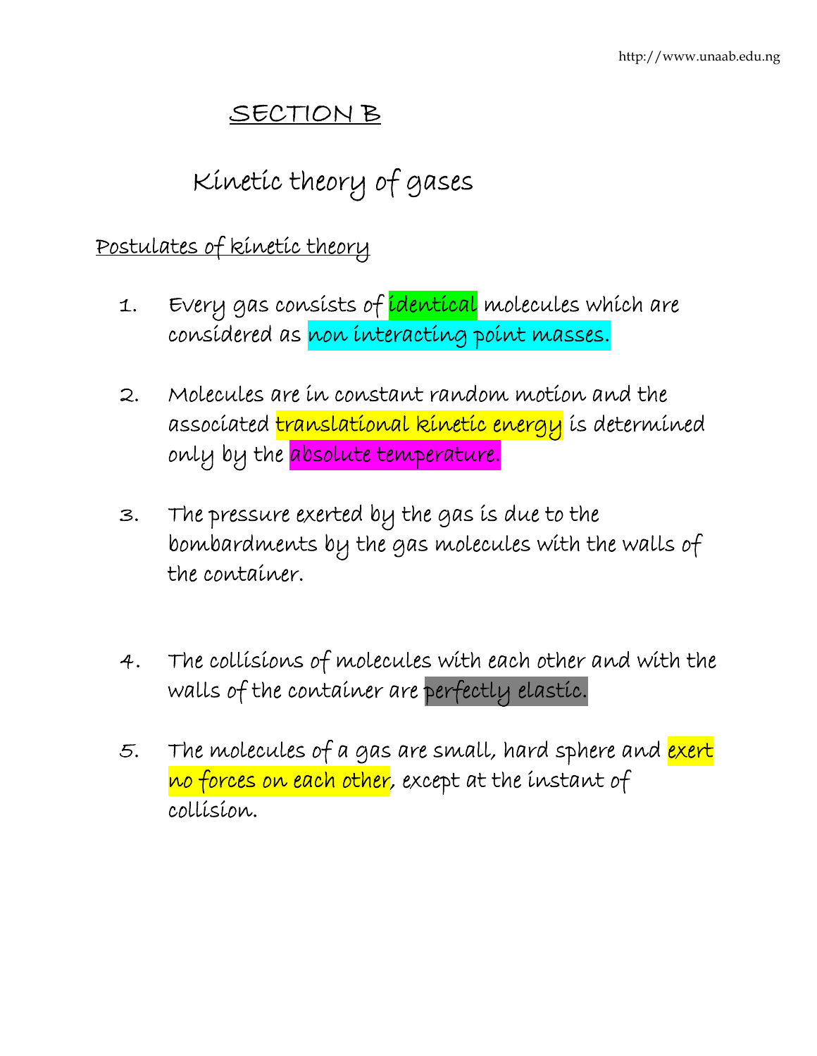## SECTION B

# Kinetic theory of gases

### Postulates of kinetic theory

1. Every gas consists of identical molecules which are considered as non interacting point masses.

2. Molecules are in constant random motion and the associated translational kinetic energy is determined only by the absolute temperature.

3. The pressure exerted by the gas is due to the bombardments by the gas molecules with the walls of the container.

4. The collisions of molecules with each other and with the walls of the container are perfectly elastic.

5. The molecules of a gas are small, hard sphere and exert no forces on each other, except at the instant of collision.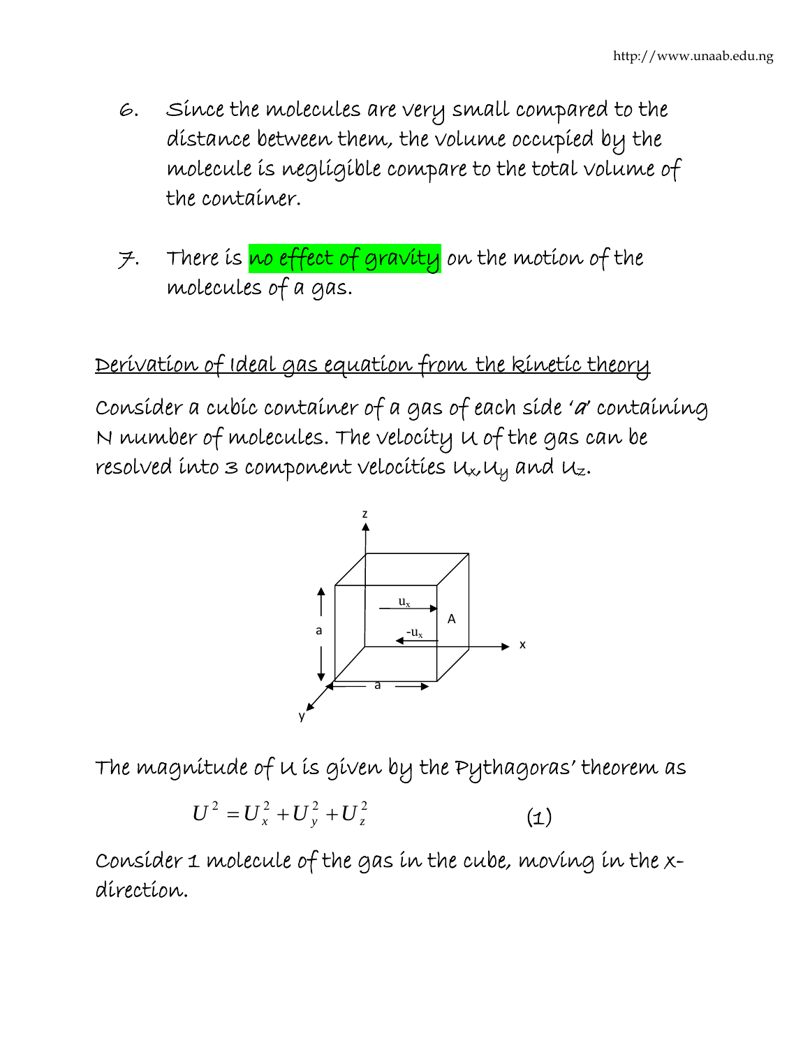6. Since the molecules are very small compared to the distance between them, the volume occupied by the molecule is negligible compare to the total volume of the container.

7. There is no effect of gravity on the motion of the molecules of a gas.

## Derivation of Ideal gas equation from the kinetic theory

Consider a cubic container of a gas of each side '*a*' containing N number of molecules. The velocity $U$ of the gas can be resolved into 3 component velocities $U_x$, $U_y$ and $U_z$.

The magnitude of $U$ is given by the Pythagoras' theorem as

$$U^2 = U_x^2 + U_y^2 + U_z^2 \qquad (1)$$

Consider 1 molecule of the gas in the cube, moving in the x-direction.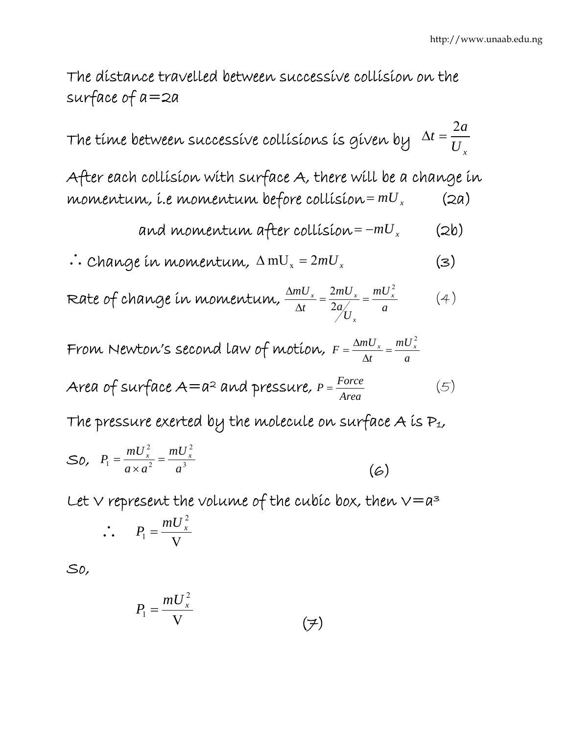The distance travelled between successive collision on the surface of a=2a

The time between successive collisions is given by $\Delta t = \frac{2a}{U_x}$

After each collision with surface A, there will be a change in momentum, i.e momentum before collision $= mU_x$ (2a)

and momentum after collision $= -mU_x$ (2b)

$\therefore$ Change in momentum, $\Delta \mathrm{mU_x} = 2mU_x$ (3)

Rate of change in momentum, $\frac{\Delta mU_x}{\Delta t} = \frac{2mU_x}{2a/U_x} = \frac{mU_x^2}{a}$ (4)

From Newton's second law of motion, $F = \frac{\Delta mU_x}{\Delta t} = \frac{mU_x^2}{a}$

Area of surface A=a² and pressure, $P = \frac{Force}{Area}$ (5)

The pressure exerted by the molecule on surface A is $P_1$,

So, $P_1 = \frac{mU_x^2}{a \times a^2} = \frac{mU_x^2}{a^3}$ (6)

Let V represent the volume of the cubic box, then V=a³

$$\therefore \quad P_1 = \frac{mU_x^2}{\mathrm{V}}$$

So,

$$P_1 = \frac{mU_x^2}{\mathrm{V}} \qquad (7)$$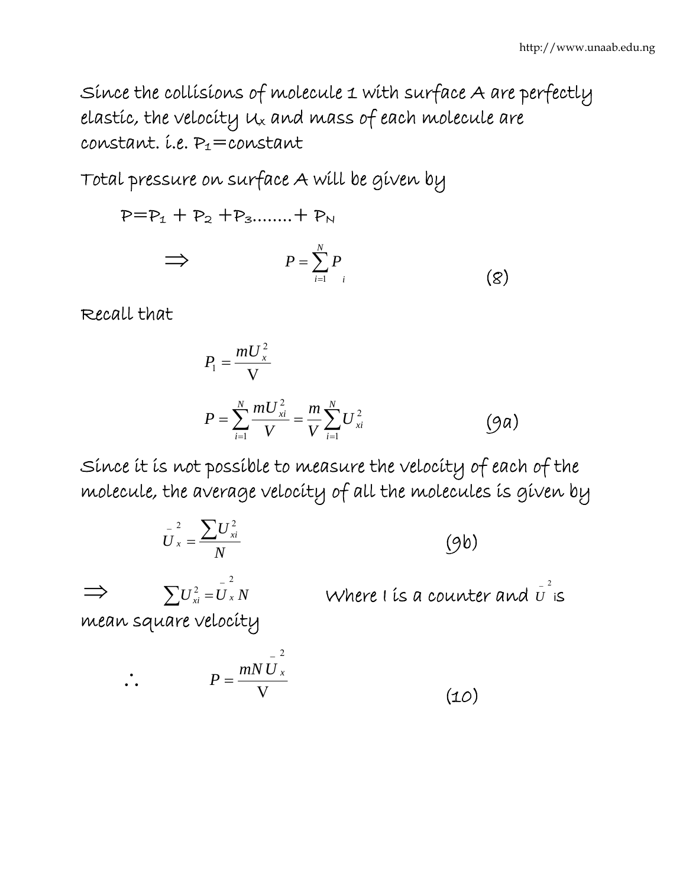Since the collisions of molecule 1 with surface A are perfectly elastic, the velocity $U_x$ and mass of each molecule are constant. i.e. $P_1$=constant

Total pressure on surface A will be given by

$$P = P_1 + P_2 + P_3 \ldots\ldots + P_N$$

$$\Rightarrow \qquad P = \sum_{i=1}^{N} P_i \qquad (8)$$

Recall that

$$P_1 = \frac{mU_x^2}{V}$$

$$P = \sum_{i=1}^{N} \frac{mU_{xi}^2}{V} = \frac{m}{V}\sum_{i=1}^{N} U_{xi}^2 \qquad (9a)$$

Since it is not possible to measure the velocity of each of the molecule, the average velocity of all the molecules is given by

$$\bar{U}_x^2 = \frac{\sum U_{xi}^2}{N} \qquad (9b)$$

$\Rightarrow \qquad \sum U_{xi}^2 = \bar{U}_x^2 N$ Where I is a counter and $\bar{U}^2$ is mean square velocity

$$\therefore \qquad P = \frac{mN\bar{U}_x^2}{V} \qquad (10)$$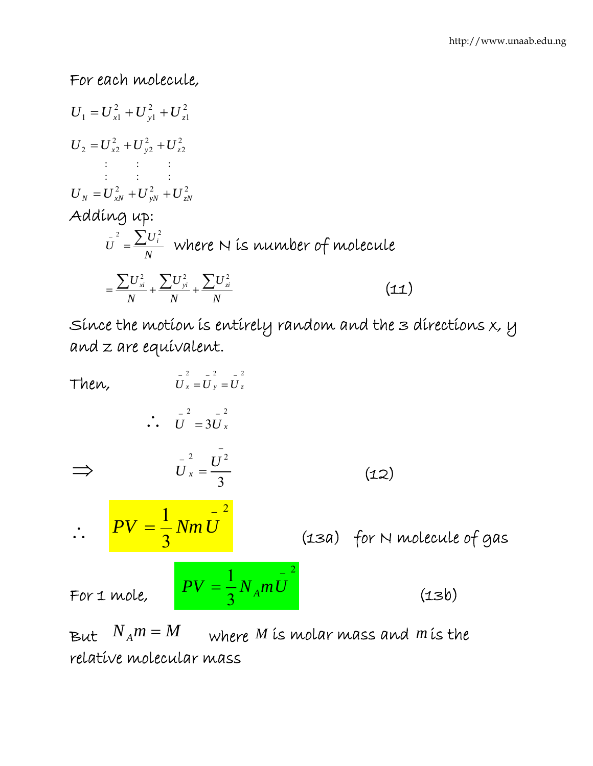For each molecule,

$$U_1 = U_{x1}^2 + U_{y1}^2 + U_{z1}^2$$

$$U_2 = U_{x2}^2 + U_{y2}^2 + U_{z2}^2$$

$$\vdots \qquad \vdots \qquad \vdots$$

$$U_N = U_{xN}^2 + U_{yN}^2 + U_{zN}^2$$

Adding up:

$$\bar{U}^2 = \frac{\sum U_i^2}{N} \quad \text{where N is number of molecule}$$

$$= \frac{\sum U_{xi}^2}{N} + \frac{\sum U_{yi}^2}{N} + \frac{\sum U_{zi}^2}{N} \qquad (11)$$

Since the motion is entirely random and the 3 directions x, y and z are equivalent.

Then, $\bar{U}_x^2 = \bar{U}_y^2 = \bar{U}_z^2$

$$\therefore \quad \bar{U}^2 = 3\bar{U}_x^2$$

$$\Rightarrow \quad \bar{U}_x^2 = \frac{\bar{U}^2}{3} \qquad (12)$$

$$\therefore \quad PV = \frac{1}{3} Nm\bar{U}^2 \qquad (13a) \quad \text{for N molecule of gas}$$

For 1 mole,

$$PV = \frac{1}{3} N_A m\bar{U}^2 \qquad (13b)$$

But $N_A m = M$ where $M$ is molar mass and $m$ is the relative molecular mass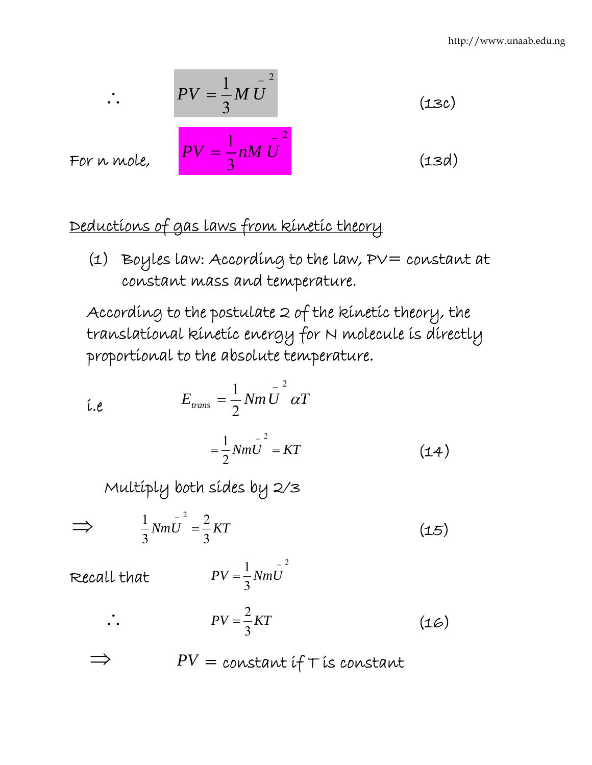$$\therefore \qquad PV = \frac{1}{3} M \bar{U}^2 \qquad (13c)$$

For n mole, $$PV = \frac{1}{3} nM \bar{U}^2 \qquad (13d)$$

<u>Deductions of gas laws from kinetic theory</u>

(1) Boyles law: According to the law, PV= constant at constant mass and temperature.

According to the postulate 2 of the kinetic theory, the translational kinetic energy for N molecule is directly proportional to the absolute temperature.

i.e $$E_{trans} = \frac{1}{2} Nm\bar{U}^2 \alpha T$$

$$= \frac{1}{2} Nm\bar{U}^2 = KT \qquad (14)$$

Multiply both sides by 2/3

$$\Rightarrow \qquad \frac{1}{3} Nm\bar{U}^2 = \frac{2}{3} KT \qquad (15)$$

Recall that $$PV = \frac{1}{3} Nm\bar{U}^2$$

$$\therefore \qquad PV = \frac{2}{3} KT \qquad (16)$$

$\Rightarrow \qquad PV$ = constant if T is constant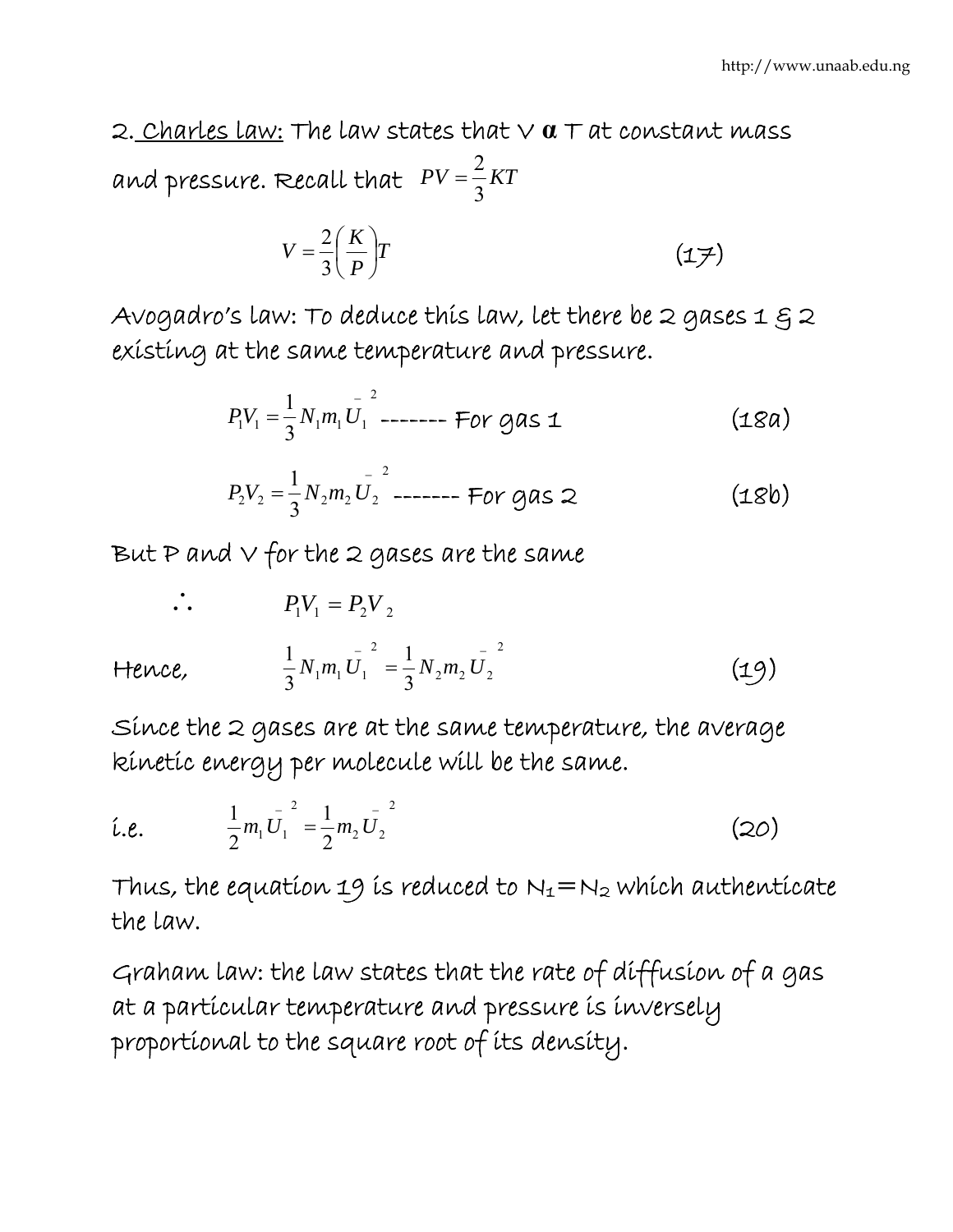2. <u>Charles law:</u> The law states that V α T at constant mass and pressure. Recall that $PV = \frac{2}{3}KT$

$$V = \frac{2}{3}\left(\frac{K}{P}\right)T \tag{17}$$

Avogadro's law: To deduce this law, let there be 2 gases 1 & 2 existing at the same temperature and pressure.

$$P_1V_1 = \frac{1}{3}N_1m_1\bar{U}_1^2 \text{ ------- For gas 1} \tag{18a}$$

$$P_2V_2 = \frac{1}{3}N_2m_2\bar{U}_2^2 \text{ ------- For gas 2} \tag{18b}$$

But P and V for the 2 gases are the same

$$\therefore \quad P_1V_1 = P_2V_2$$

Hence,

$$\frac{1}{3}N_1m_1\bar{U}_1^2 = \frac{1}{3}N_2m_2\bar{U}_2^2 \tag{19}$$

Since the 2 gases are at the same temperature, the average kinetic energy per molecule will be the same.

i.e.

$$\frac{1}{2}m_1\bar{U}_1^2 = \frac{1}{2}m_2\bar{U}_2^2 \tag{20}$$

Thus, the equation 19 is reduced to $N_1 = N_2$ which authenticate the law.

Graham law: the law states that the rate of diffusion of a gas at a particular temperature and pressure is inversely proportional to the square root of its density.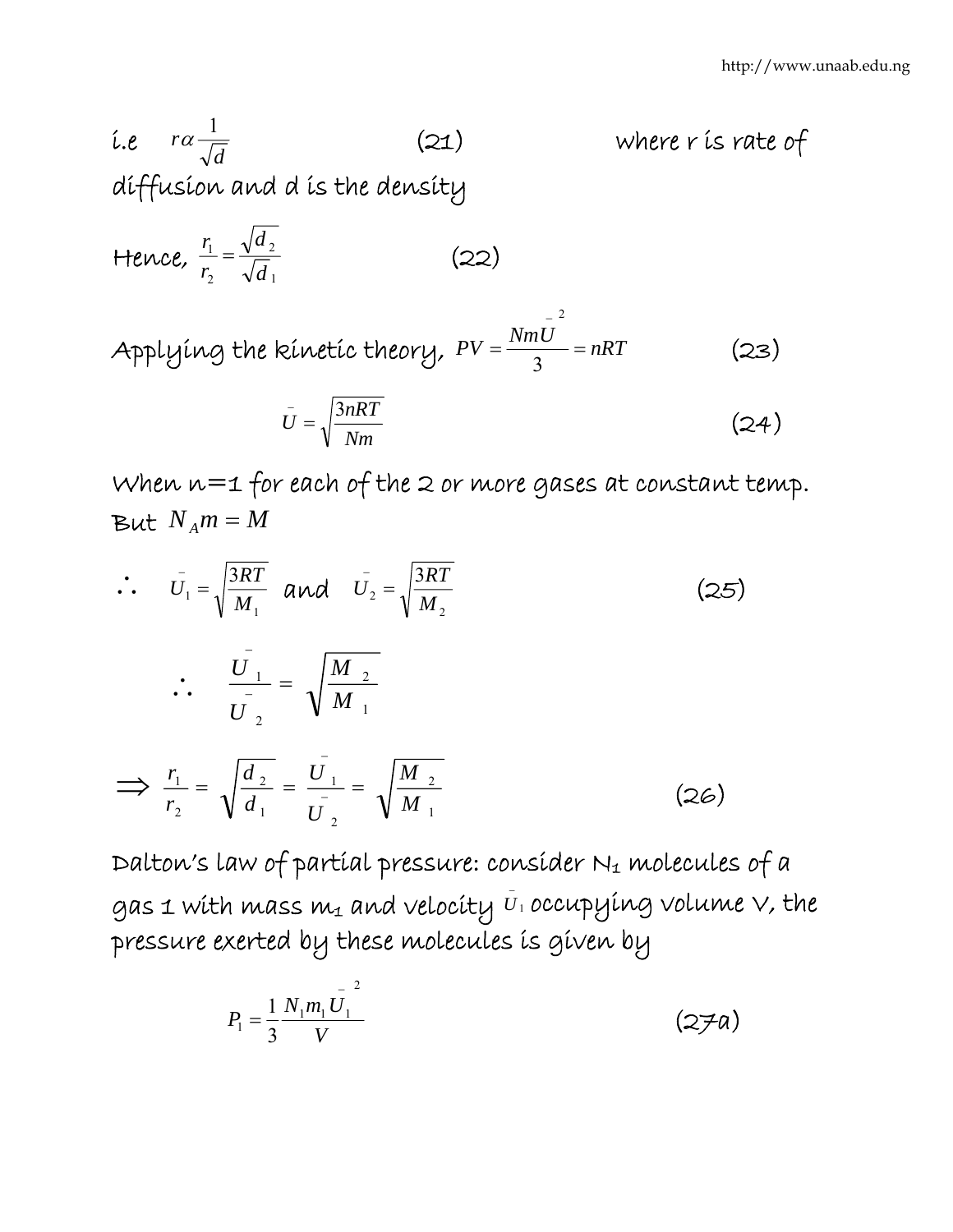i.e $r \alpha \frac{1}{\sqrt{d}}$ (21) where r is rate of diffusion and d is the density

Hence, $\frac{r_1}{r_2} = \frac{\sqrt{d_2}}{\sqrt{d_1}}$ (22)

Applying the kinetic theory, $PV = \frac{Nm\bar{U}^2}{3} = nRT$ (23)

$$\bar{U} = \sqrt{\frac{3nRT}{Nm}} \quad (24)$$

When n=1 for each of the 2 or more gases at constant temp.

But $N_A m = M$

$$\therefore \quad \bar{U}_1 = \sqrt{\frac{3RT}{M_1}} \text{ and } \bar{U}_2 = \sqrt{\frac{3RT}{M_2}} \quad (25)$$

$$\therefore \quad \frac{\bar{U}_1}{\bar{U}_2} = \sqrt{\frac{M_2}{M_1}}$$

$$\Rightarrow \frac{r_1}{r_2} = \sqrt{\frac{d_2}{d_1}} = \frac{\bar{U}_1}{\bar{U}_2} = \sqrt{\frac{M_2}{M_1}} \quad (26)$$

Dalton's law of partial pressure: consider $N_1$ molecules of a gas 1 with mass $m_1$ and velocity $\bar{U}_1$ occupying volume V, the pressure exerted by these molecules is given by

$$P_1 = \frac{1}{3}\frac{N_1 m_1 \bar{U}_1^2}{V} \quad (27a)$$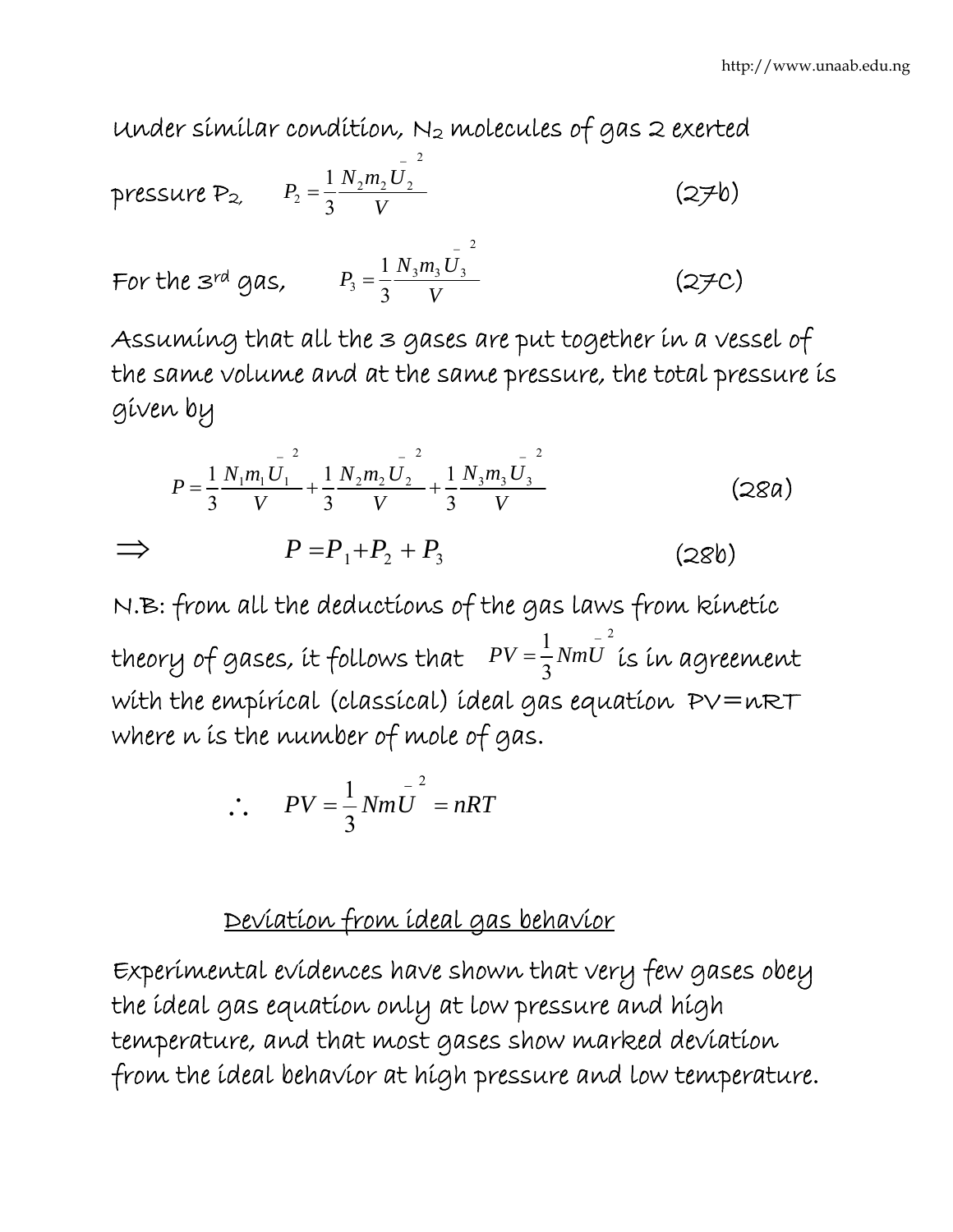Under similar condition, $N_2$ molecules of gas 2 exerted pressure $P_2$,

$$P_2 = \frac{1}{3}\frac{N_2 m_2 \bar{U}_2^2}{V} \qquad (27b)$$

For the 3[rd] gas,

$$P_3 = \frac{1}{3}\frac{N_3 m_3 \bar{U}_3^2}{V} \qquad (27C)$$

Assuming that all the 3 gases are put together in a vessel of the same volume and at the same pressure, the total pressure is given by

$$P = \frac{1}{3}\frac{N_1 m_1 \bar{U}_1^2}{V} + \frac{1}{3}\frac{N_2 m_2 \bar{U}_2^2}{V} + \frac{1}{3}\frac{N_3 m_3 \bar{U}_3^2}{V} \qquad (28a)$$

$$\Rightarrow \qquad P = P_1 + P_2 + P_3 \qquad (28b)$$

N.B: from all the deductions of the gas laws from kinetic theory of gases, it follows that $PV = \frac{1}{3}Nm\bar{U}^2$ is in agreement with the empirical (classical) ideal gas equation PV=nRT where n is the number of mole of gas.

$$\therefore \quad PV = \frac{1}{3}Nm\bar{U}^2 = nRT$$

## Deviation from ideal gas behavior

Experimental evidences have shown that very few gases obey the ideal gas equation only at low pressure and high temperature, and that most gases show marked deviation from the ideal behavior at high pressure and low temperature.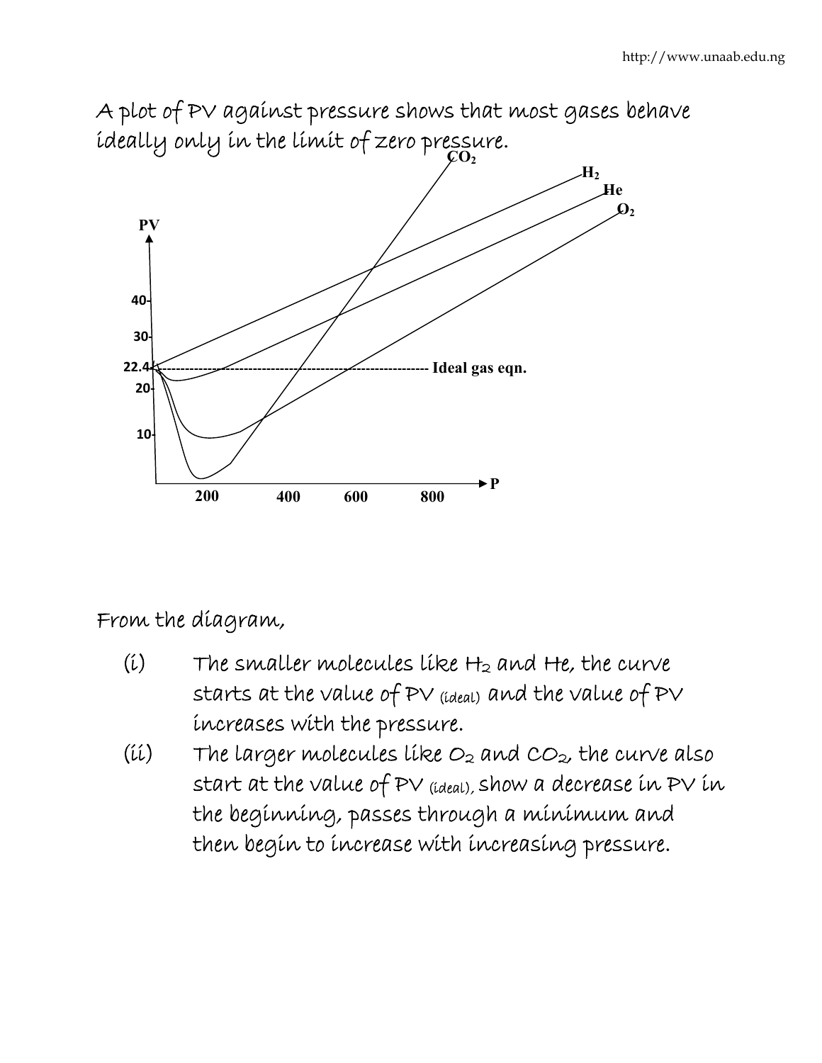A plot of PV against pressure shows that most gases behave ideally only in the limit of zero pressure.

From the diagram,

(i) The smaller molecules like $H_2$ and He, the curve starts at the value of PV $_{(ideal)}$ and the value of PV increases with the pressure.

(ii) The larger molecules like $O_2$ and $CO_2$, the curve also start at the value of PV $_{(ideal)}$, show a decrease in PV in the beginning, passes through a minimum and then begin to increase with increasing pressure.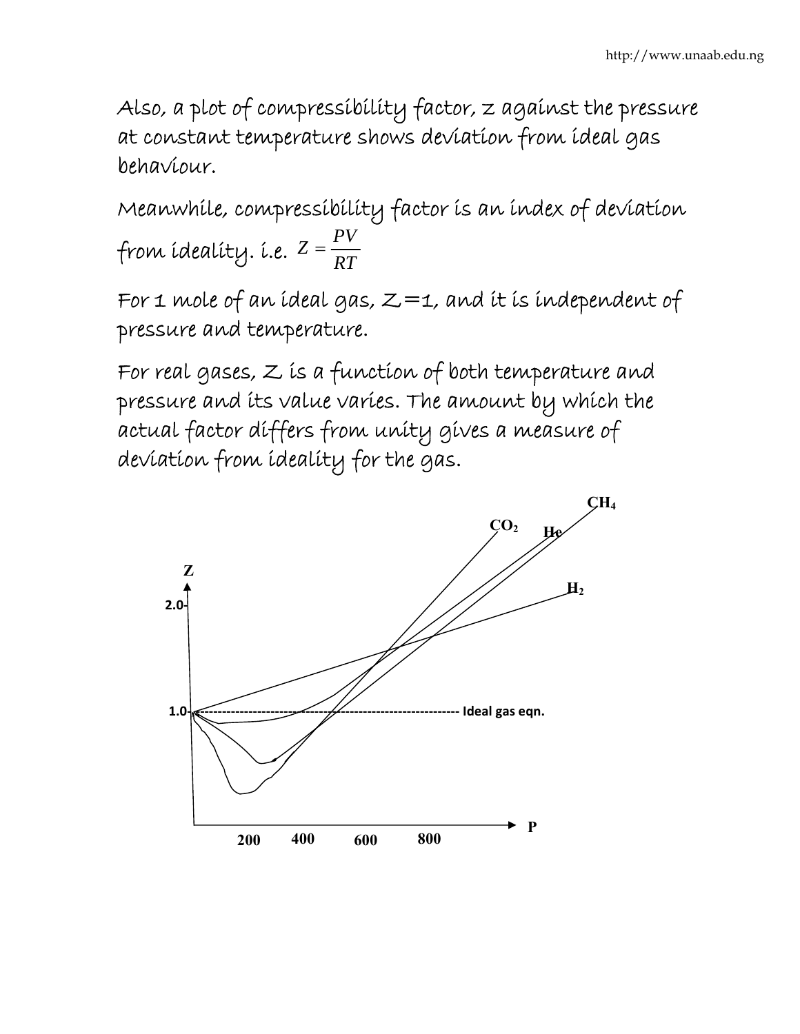Also, a plot of compressibility factor, z against the pressure at constant temperature shows deviation from ideal gas behaviour.

Meanwhile, compressibility factor is an index of deviation from ideality. i.e. $Z = \frac{PV}{RT}$

For 1 mole of an ideal gas, Z=1, and it is independent of pressure and temperature.

For real gases, Z is a function of both temperature and pressure and its value varies. The amount by which the actual factor differs from unity gives a measure of deviation from ideality for the gas.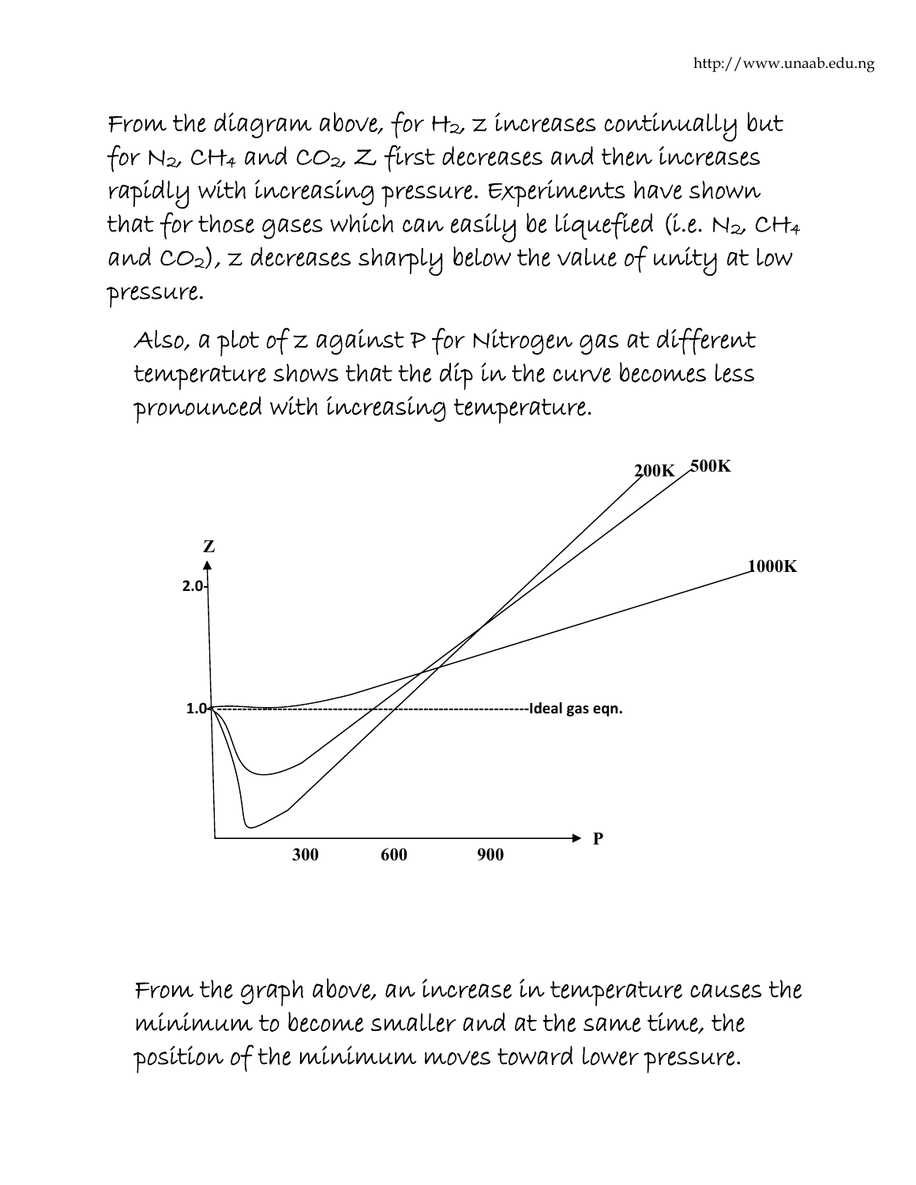From the diagram above, for $H_2$, z increases continually but for $N_2$, $CH_4$ and $CO_2$, Z first decreases and then increases rapidly with increasing pressure. Experiments have shown that for those gases which can easily be liquefied (i.e. $N_2$, $CH_4$ and $CO_2$), z decreases sharply below the value of unity at low pressure.

Also, a plot of z against P for Nitrogen gas at different temperature shows that the dip in the curve becomes less pronounced with increasing temperature.

From the graph above, an increase in temperature causes the minimum to become smaller and at the same time, the position of the minimum moves toward lower pressure.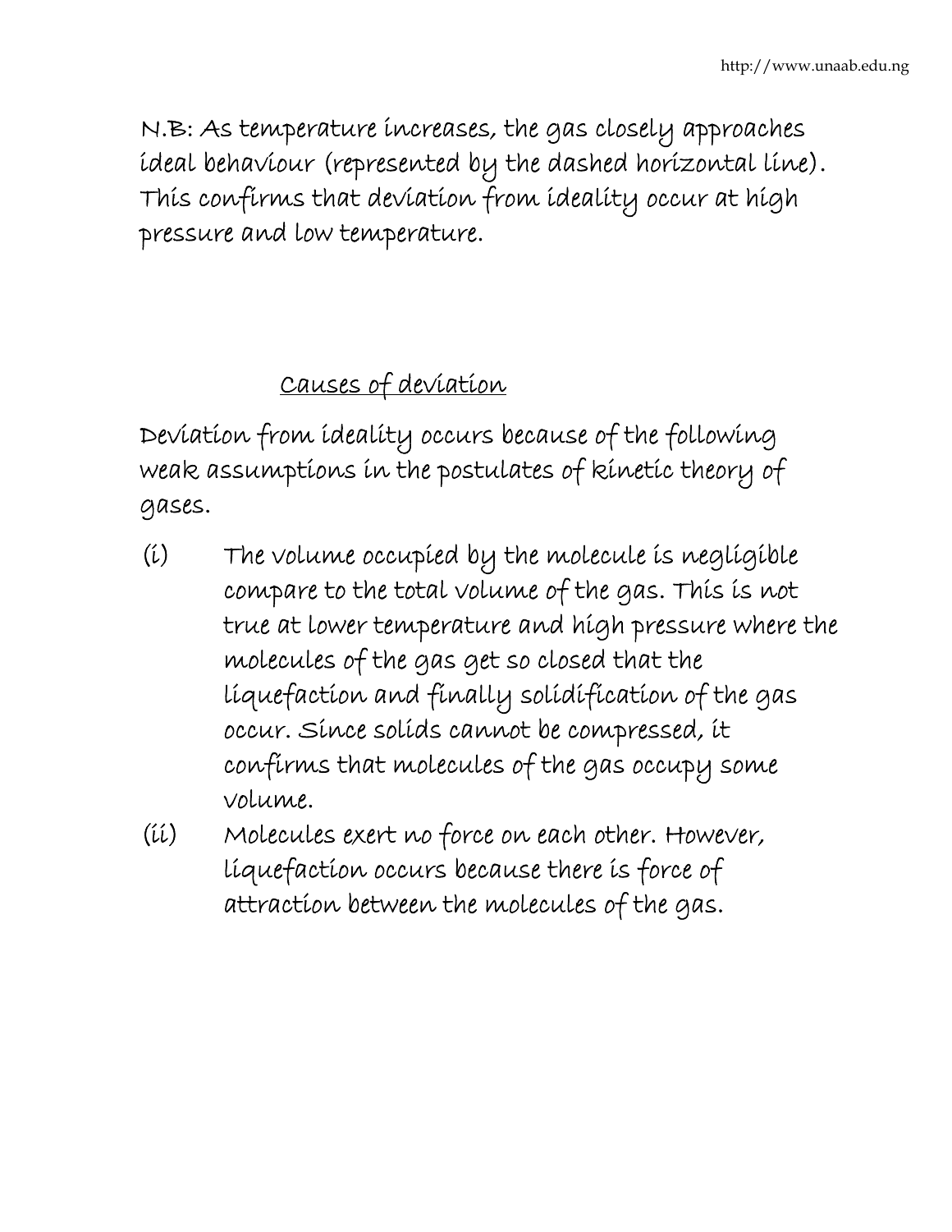N.B: As temperature increases, the gas closely approaches ideal behaviour (represented by the dashed horizontal line). This confirms that deviation from ideality occur at high pressure and low temperature.

## Causes of deviation

Deviation from ideality occurs because of the following weak assumptions in the postulates of kinetic theory of gases.

(i) The volume occupied by the molecule is negligible compare to the total volume of the gas. This is not true at lower temperature and high pressure where the molecules of the gas get so closed that the liquefaction and finally solidification of the gas occur. Since solids cannot be compressed, it confirms that molecules of the gas occupy some volume.

(ii) Molecules exert no force on each other. However, liquefaction occurs because there is force of attraction between the molecules of the gas.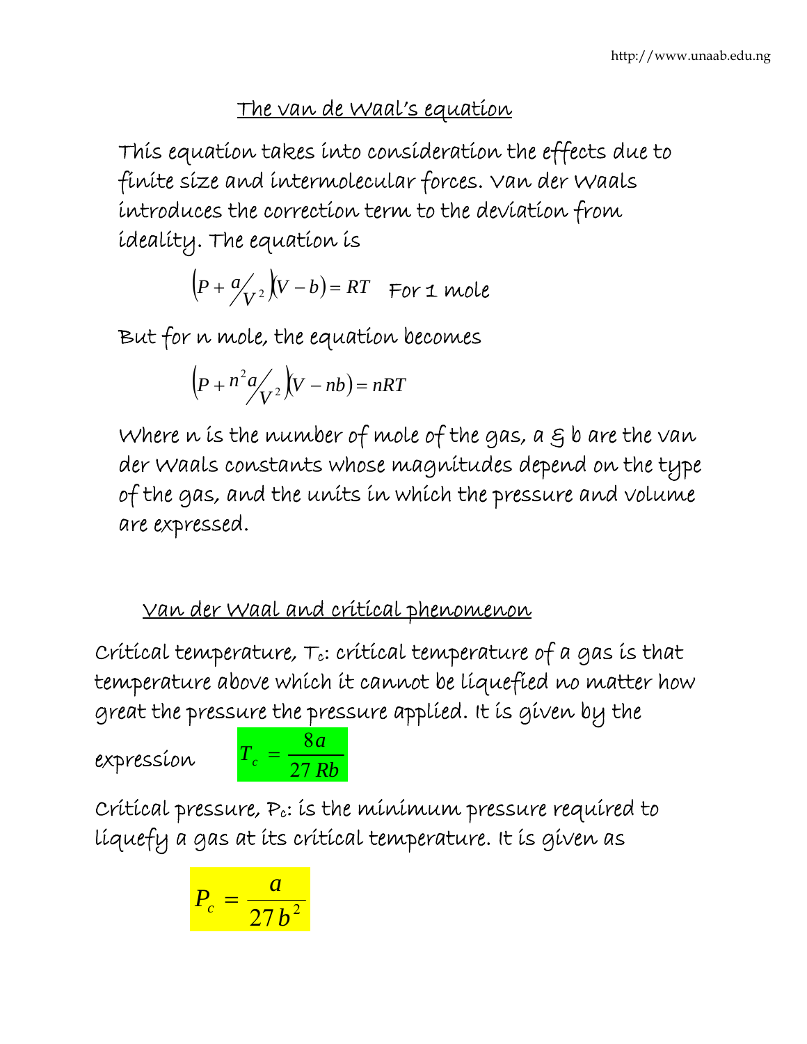## The van de Waal's equation

This equation takes into consideration the effects due to finite size and intermolecular forces. Van der Waals introduces the correction term to the deviation from ideality. The equation is

$$\left(P + \frac{a}{V^2}\right)(V - b) = RT \quad \text{For 1 mole}$$

But for n mole, the equation becomes

$$\left(P + \frac{n^2 a}{V^2}\right)(V - nb) = nRT$$

Where n is the number of mole of the gas, a & b are the van der Waals constants whose magnitudes depend on the type of the gas, and the units in which the pressure and volume are expressed.

## Van der Waal and critical phenomenon

Critical temperature, $T_c$: critical temperature of a gas is that temperature above which it cannot be liquefied no matter how great the pressure the pressure applied. It is given by the expression

$$T_c = \frac{8a}{27Rb}$$

Critical pressure, $P_c$: is the minimum pressure required to liquefy a gas at its critical temperature. It is given as

$$P_c = \frac{a}{27b^2}$$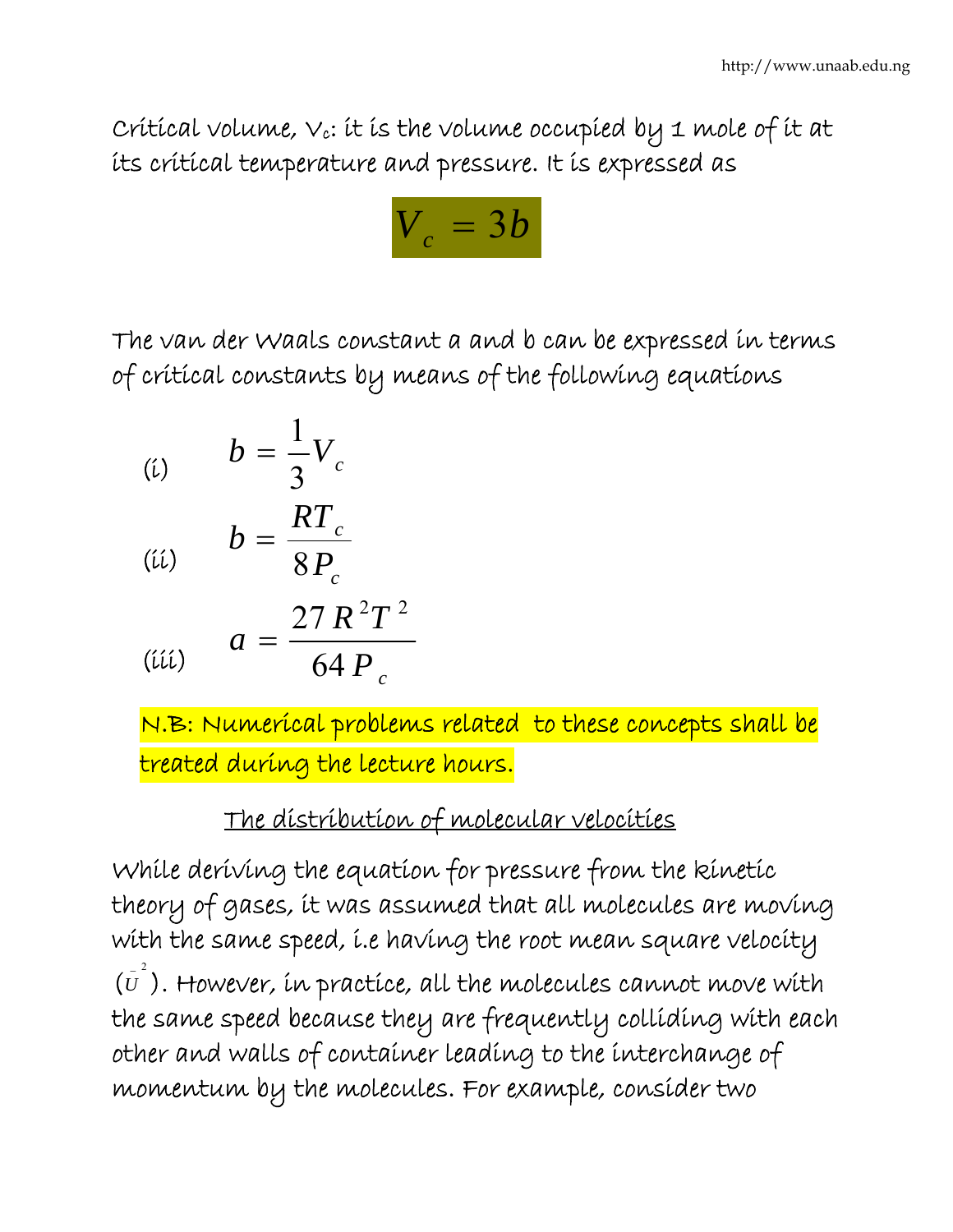Critical volume, $V_c$: it is the volume occupied by 1 mole of it at its critical temperature and pressure. It is expressed as

$$V_c = 3b$$

The van der Waals constant a and b can be expressed in terms of critical constants by means of the following equations

(i) $$b = \frac{1}{3}V_c$$

(ii) $$b = \frac{RT_c}{8P_c}$$

(iii) $$a = \frac{27R^2T^2}{64P_c}$$

N.B: Numerical problems related to these concepts shall be treated during the lecture hours.

## The distribution of molecular velocities

While deriving the equation for pressure from the kinetic theory of gases, it was assumed that all molecules are moving with the same speed, i.e having the root mean square velocity ($\bar{U}^2$). However, in practice, all the molecules cannot move with the same speed because they are frequently colliding with each other and walls of container leading to the interchange of momentum by the molecules. For example, consider two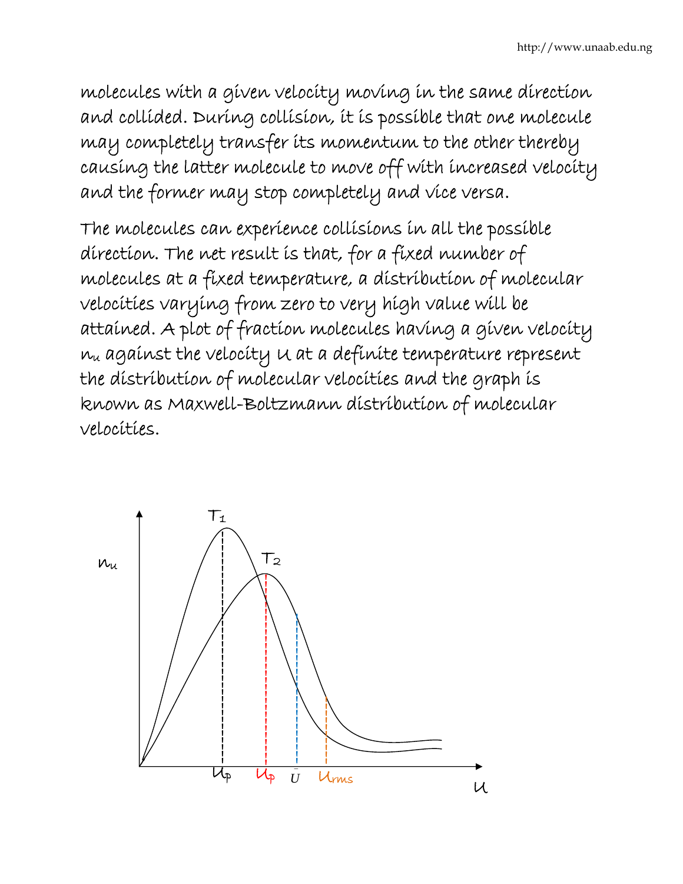molecules with a given velocity moving in the same direction and collided. During collision, it is possible that one molecule may completely transfer its momentum to the other thereby causing the latter molecule to move off with increased velocity and the former may stop completely and vice versa.

The molecules can experience collisions in all the possible direction. The net result is that, for a fixed number of molecules at a fixed temperature, a distribution of molecular velocities varying from zero to very high value will be attained. A plot of fraction molecules having a given velocity $n_u$ against the velocity $u$ at a definite temperature represent the distribution of molecular velocities and the graph is known as Maxwell-Boltzmann distribution of molecular velocities.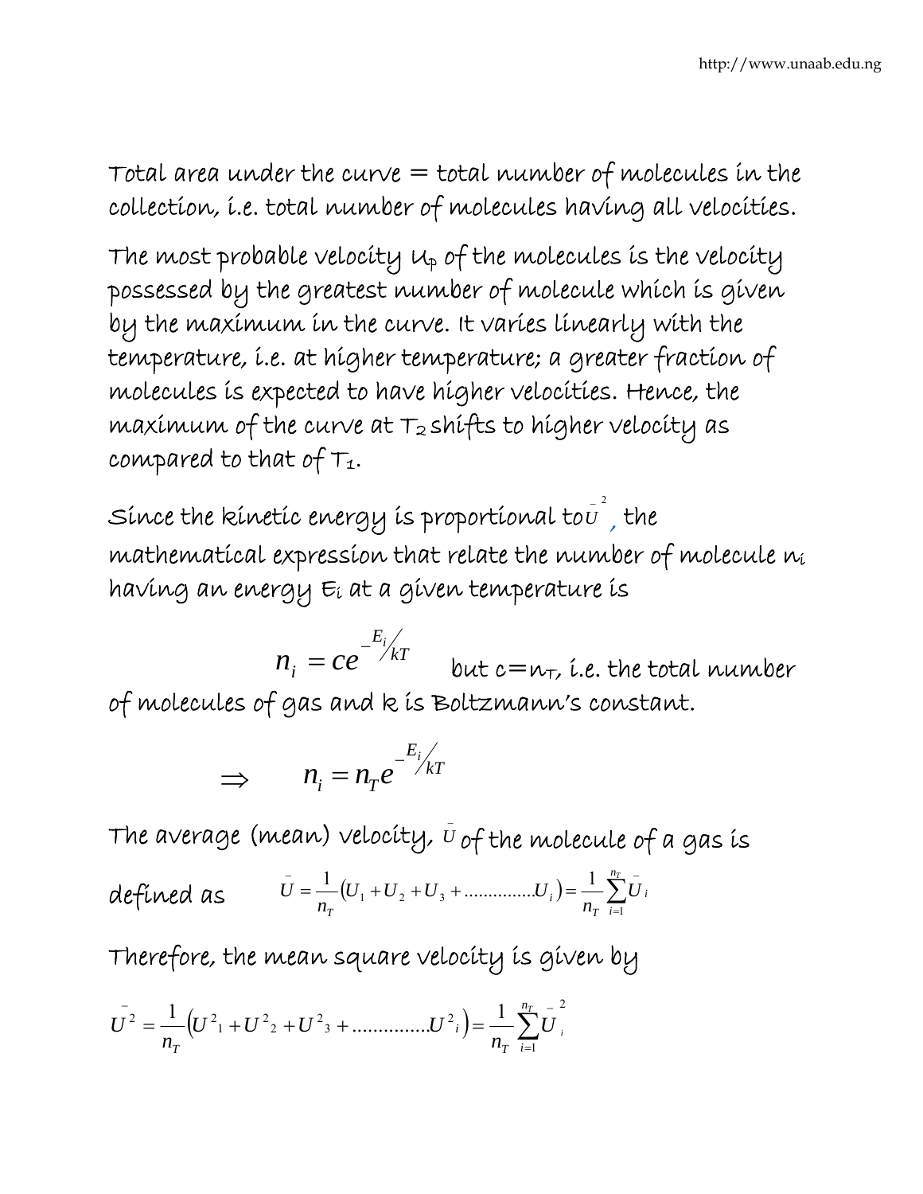Total area under the curve = total number of molecules in the collection, i.e. total number of molecules having all velocities.

The most probable velocity $U_p$ of the molecules is the velocity possessed by the greatest number of molecule which is given by the maximum in the curve. It varies linearly with the temperature, i.e. at higher temperature; a greater fraction of molecules is expected to have higher velocities. Hence, the maximum of the curve at $T_2$ shifts to higher velocity as compared to that of $T_1$.

Since the kinetic energy is proportional to $\bar{U}^2$, the mathematical expression that relate the number of molecule $n_i$ having an energy $E_i$ at a given temperature is

$$n_i = ce^{-E_i/kT}$$

but $c = n_T$, i.e. the total number of molecules of gas and k is Boltzmann's constant.

$$\Rightarrow \qquad n_i = n_T e^{-E_i/kT}$$

The average (mean) velocity, $\bar{U}$ of the molecule of a gas is defined as

$$\bar{U} = \frac{1}{n_T}\left(U_1 + U_2 + U_3 + \ldots\ldots\ldots\ldots U_i\right) = \frac{1}{n_T}\sum_{i=1}^{n_T}\bar{U}_i$$

Therefore, the mean square velocity is given by

$$\bar{U}^2 = \frac{1}{n_T}\left(U^2{}_1 + U^2{}_2 + U^2{}_3 + \ldots\ldots\ldots\ldots U^2{}_i\right) = \frac{1}{n_T}\sum_{i=1}^{n_T}\bar{U}_i^2$$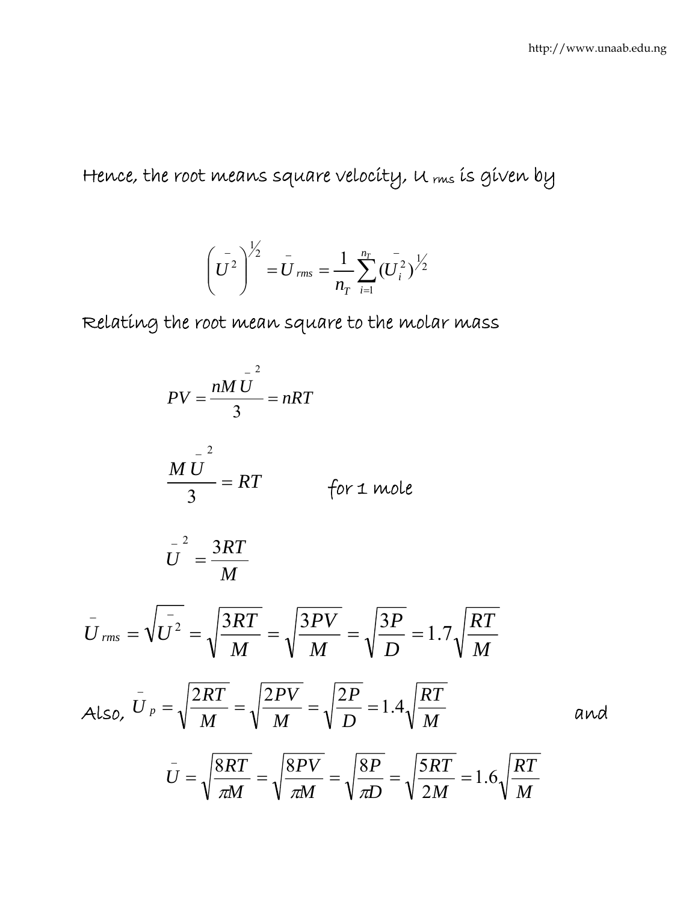Hence, the root means square velocity, $U_{rms}$ is given by

$$\left(\bar{U}^2\right)^{1/2} = \bar{U}_{rms} = \frac{1}{n_T}\sum_{i=1}^{n_T}(\bar{U}_i^2)^{1/2}$$

Relating the root mean square to the molar mass

$$PV = \frac{nM\bar{U}^2}{3} = nRT$$

$$\frac{M\bar{U}^2}{3} = RT \qquad \text{for 1 mole}$$

$$\bar{U}^2 = \frac{3RT}{M}$$

$$\bar{U}_{rms} = \sqrt{\bar{U}^2} = \sqrt{\frac{3RT}{M}} = \sqrt{\frac{3PV}{M}} = \sqrt{\frac{3P}{D}} = 1.7\sqrt{\frac{RT}{M}}$$

Also, $\bar{U}_p = \sqrt{\frac{2RT}{M}} = \sqrt{\frac{2PV}{M}} = \sqrt{\frac{2P}{D}} = 1.4\sqrt{\frac{RT}{M}}$ and

$$\bar{U} = \sqrt{\frac{8RT}{\pi M}} = \sqrt{\frac{8PV}{\pi M}} = \sqrt{\frac{8P}{\pi D}} = \sqrt{\frac{5RT}{2M}} = 1.6\sqrt{\frac{RT}{M}}$$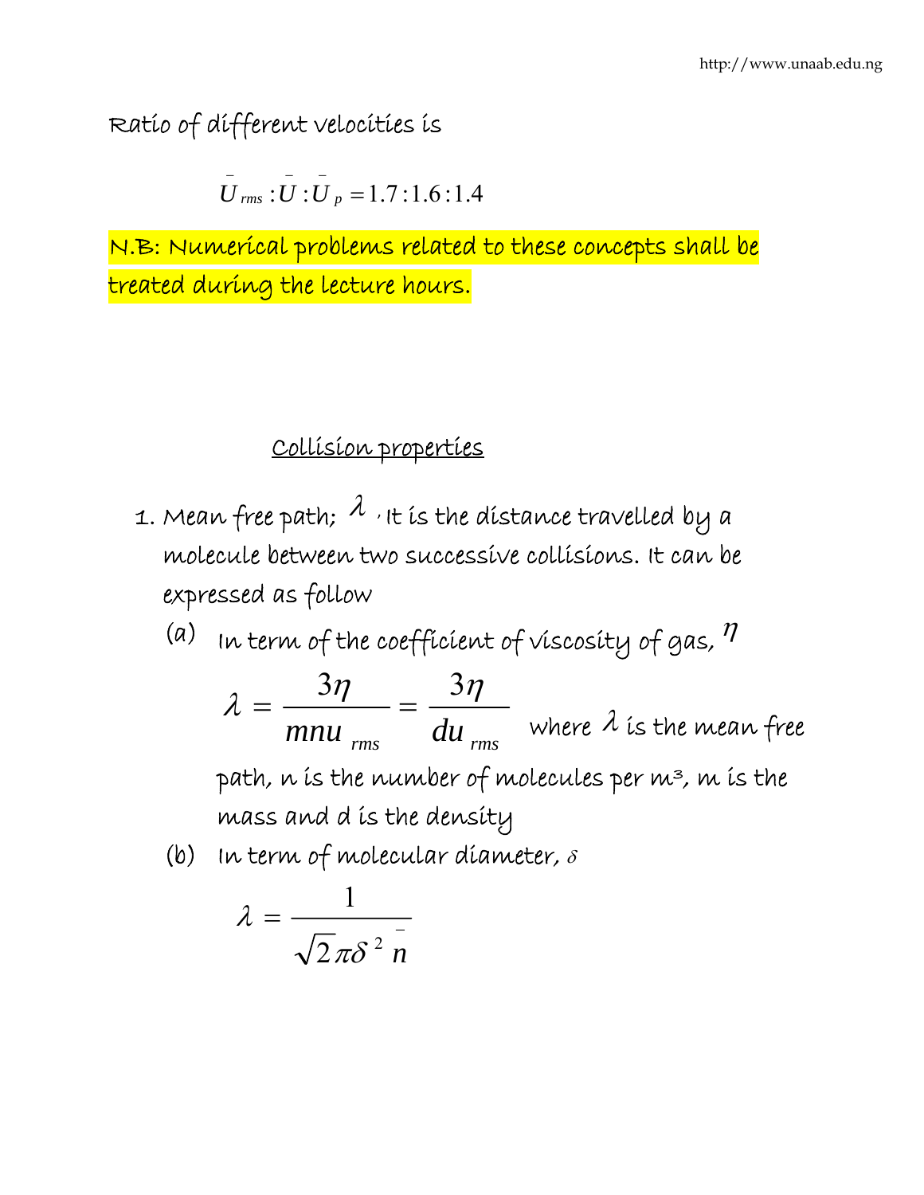Ratio of different velocities is

$$\bar{U}_{rms} : \bar{U} : \bar{U}_p = 1.7 : 1.6 : 1.4$$

N.B: Numerical problems related to these concepts shall be treated during the lecture hours.

## Collision properties

1. Mean free path; $\lambda$, It is the distance travelled by a molecule between two successive collisions. It can be expressed as follow

   (a) In term of the coefficient of viscosity of gas, $\eta$

   $$\lambda = \frac{3\eta}{mnu_{rms}} = \frac{3\eta}{du_{rms}}$$ where $\lambda$ is the mean free path, $n$ is the number of molecules per $m^3$, $m$ is the mass and $d$ is the density

   (b) In term of molecular diameter, $\delta$

   $$\lambda = \frac{1}{\sqrt{2}\pi\delta^2 \bar{n}}$$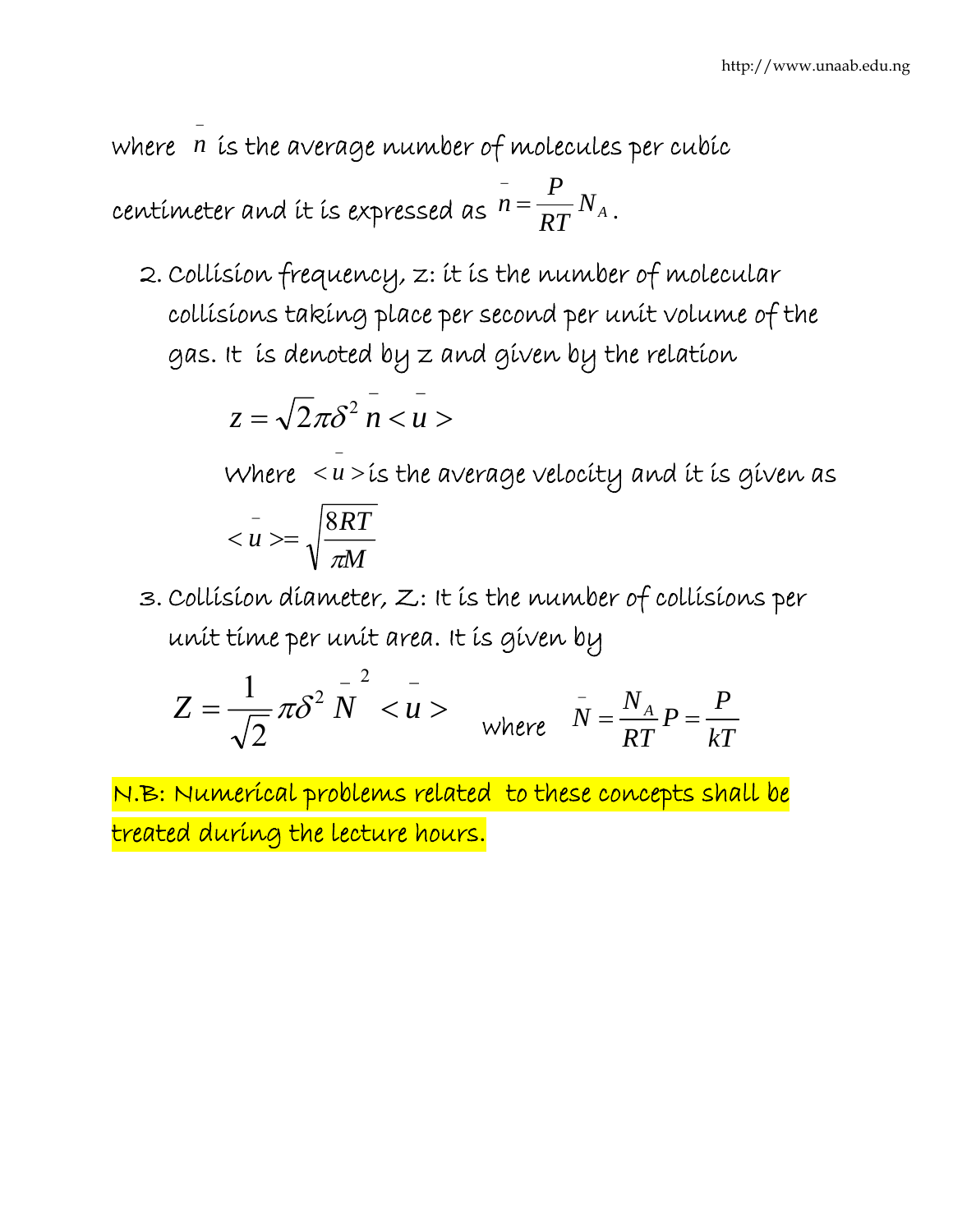where $\bar{n}$ is the average number of molecules per cubic centimeter and it is expressed as $\bar{n} = \frac{P}{RT} N_A$.

2. Collision frequency, z: it is the number of molecular collisions taking place per second per unit volume of the gas. It is denoted by z and given by the relation

   $$z = \sqrt{2}\pi\delta^2 \bar{n} < \bar{u} >$$

   Where $< \bar{u} >$ is the average velocity and it is given as

   $$< \bar{u} > = \sqrt{\frac{8RT}{\pi M}}$$

3. Collision diameter, Z: It is the number of collisions per unit time per unit area. It is given by

$$Z = \frac{1}{\sqrt{2}}\pi\delta^2 \bar{N}^2 < \bar{u} > \quad \text{where} \quad \bar{N} = \frac{N_A}{RT} P = \frac{P}{kT}$$

N.B: Numerical problems related to these concepts shall be treated during the lecture hours.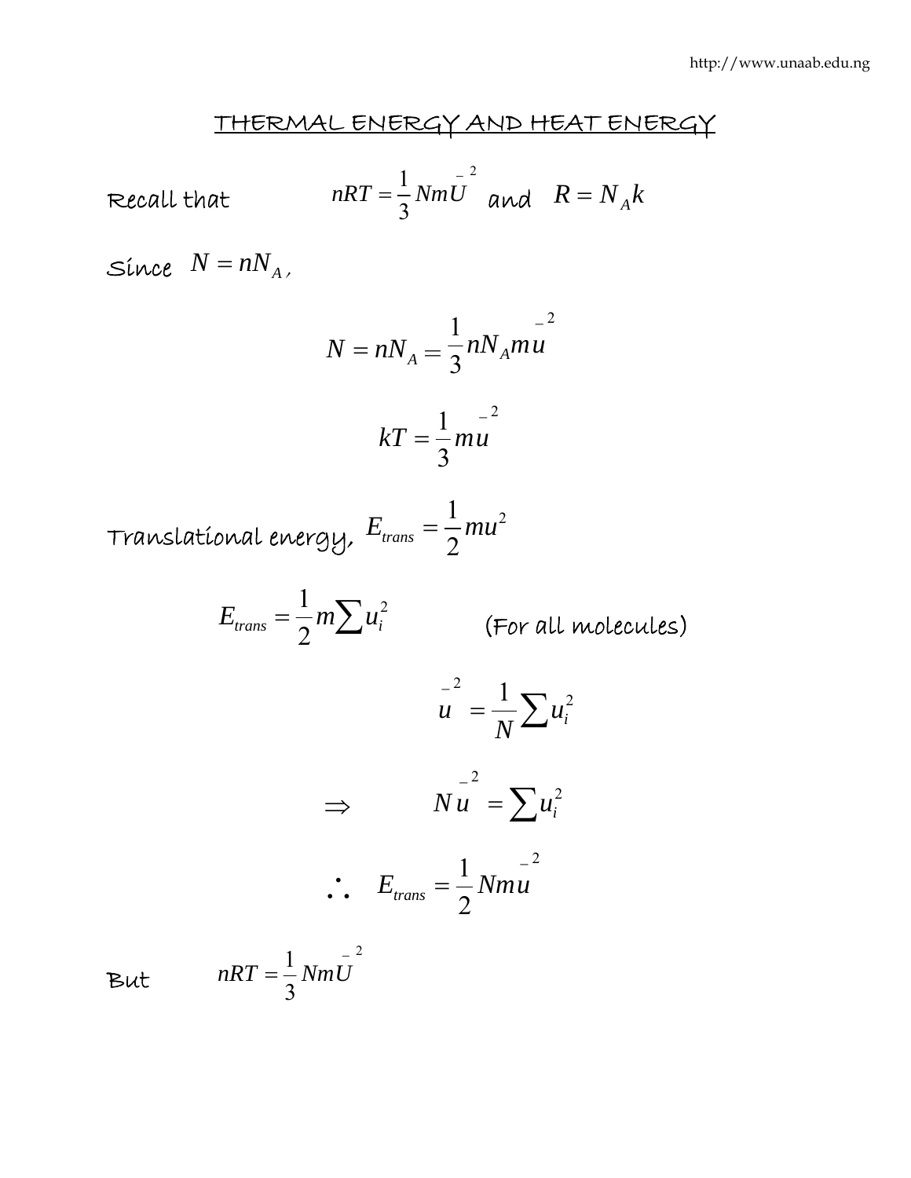## THERMAL ENERGY AND HEAT ENERGY

Recall that $nRT = \frac{1}{3}Nm\bar{U}^2$ and $R = N_A k$

Since $N = nN_A$,

$$N = nN_A = \frac{1}{3}nN_A m\bar{u}^2$$

$$kT = \frac{1}{3}m\bar{u}^2$$

Translational energy, $E_{trans} = \frac{1}{2}mu^2$

$$E_{trans} = \frac{1}{2}m\sum u_i^2 \qquad \text{(For all molecules)}$$

$$\bar{u}^2 = \frac{1}{N}\sum u_i^2$$

$$\Rightarrow \qquad N\bar{u}^2 = \sum u_i^2$$

$$\therefore \quad E_{trans} = \frac{1}{2}Nm\bar{u}^2$$

But $\quad nRT = \frac{1}{3}Nm\bar{U}^2$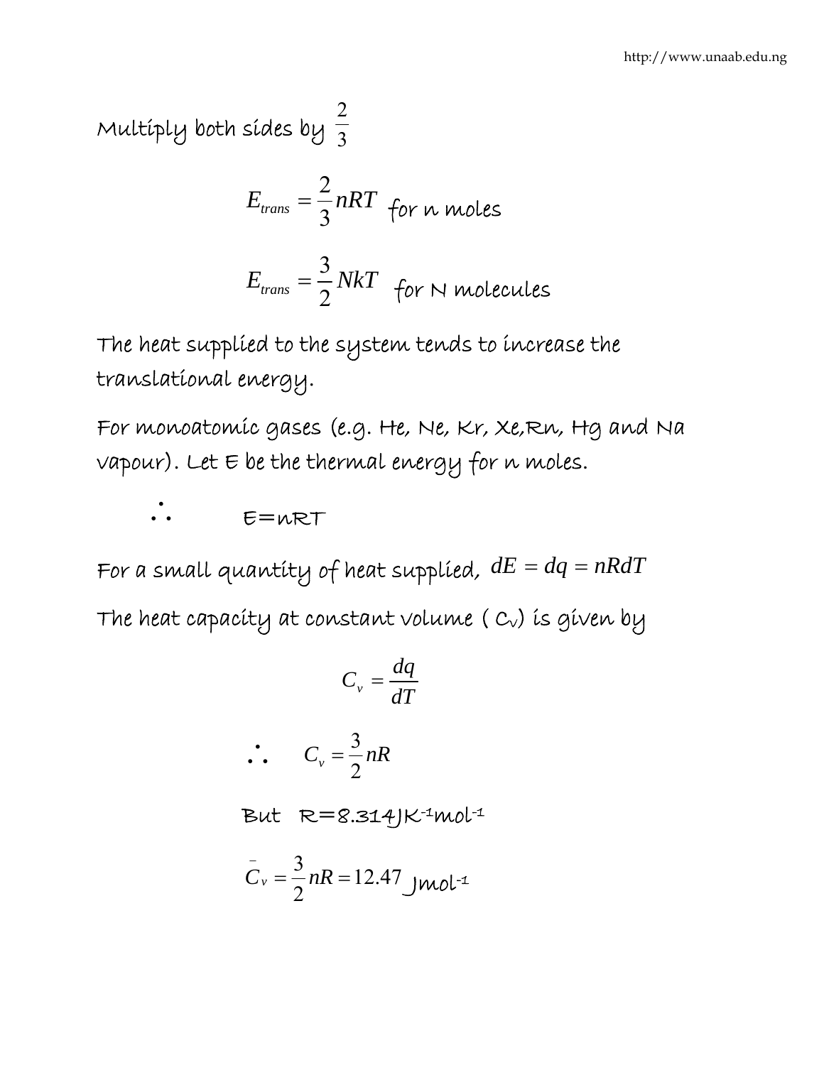Multiply both sides by $\frac{2}{3}$

$$E_{trans} = \frac{2}{3}nRT \text{ for n moles}$$

$$E_{trans} = \frac{3}{2}NkT \text{ for N molecules}$$

The heat supplied to the system tends to increase the translational energy.

For monoatomic gases (e.g. He, Ne, Kr, Xe,Rn, Hg and Na vapour). Let E be the thermal energy for n moles.

$\therefore \quad E=nRT$

For a small quantity of heat supplied, $dE = dq = nRdT$

The heat capacity at constant volume ( $C_v$) is given by

$$C_v = \frac{dq}{dT}$$

$$\therefore \quad C_v = \frac{3}{2}nR$$

But $R=8.314 JK^{-1}mol^{-1}$

$$\bar{C}_v = \frac{3}{2}nR = 12.47 \text{ Jmol}^{-1}$$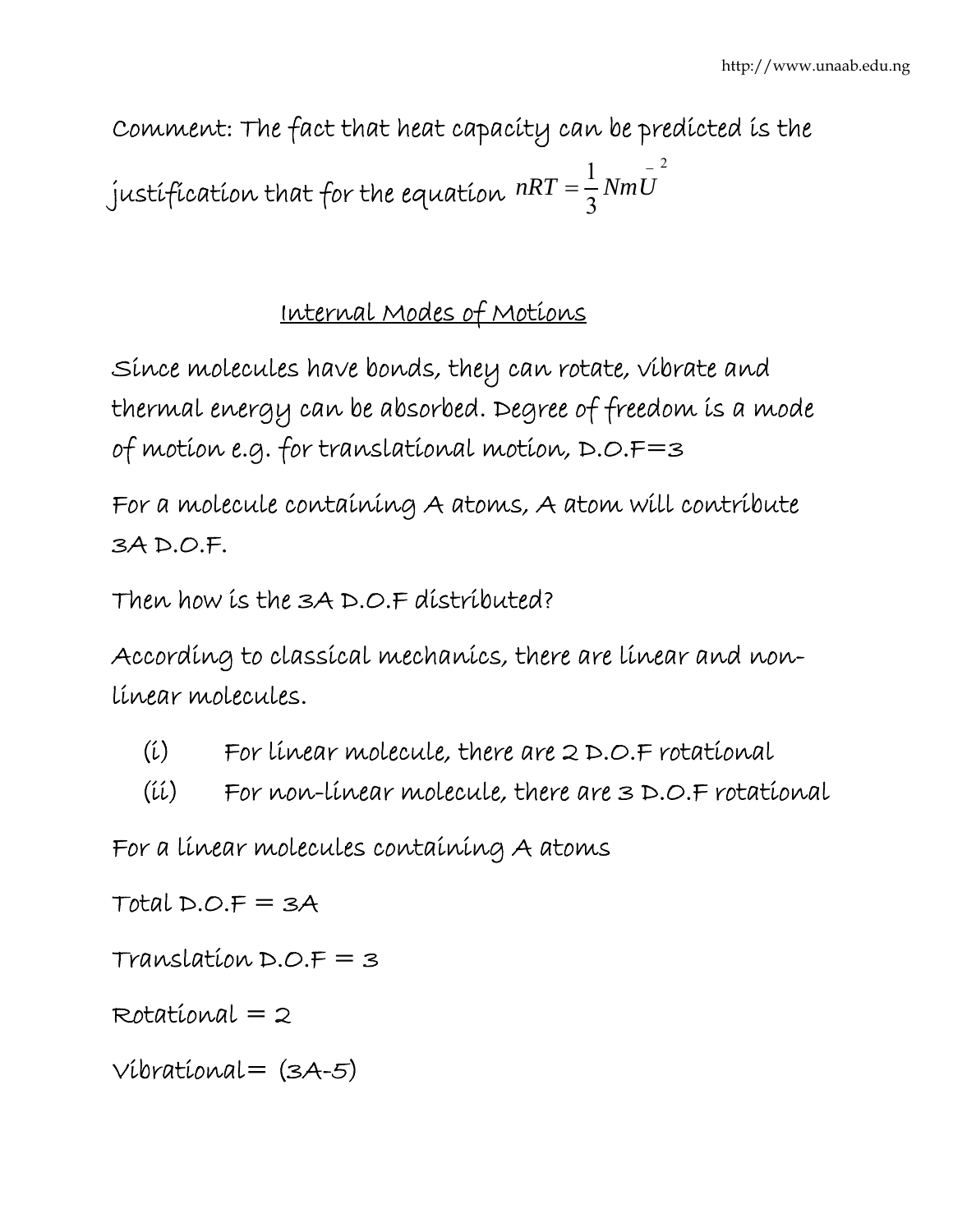Comment: The fact that heat capacity can be predicted is the justification that for the equation $nRT = \frac{1}{3} Nm\bar{U}^2$

## Internal Modes of Motions

Since molecules have bonds, they can rotate, vibrate and thermal energy can be absorbed. Degree of freedom is a mode of motion e.g. for translational motion, D.O.F=3

For a molecule containing A atoms, A atom will contribute 3A D.O.F.

Then how is the 3A D.O.F distributed?

According to classical mechanics, there are linear and non-linear molecules.

(i) For linear molecule, there are 2 D.O.F rotational

(ii) For non-linear molecule, there are 3 D.O.F rotational

For a linear molecules containing A atoms

Total D.O.F = 3A

Translation D.O.F = 3

Rotational = 2

Vibrational= (3A-5)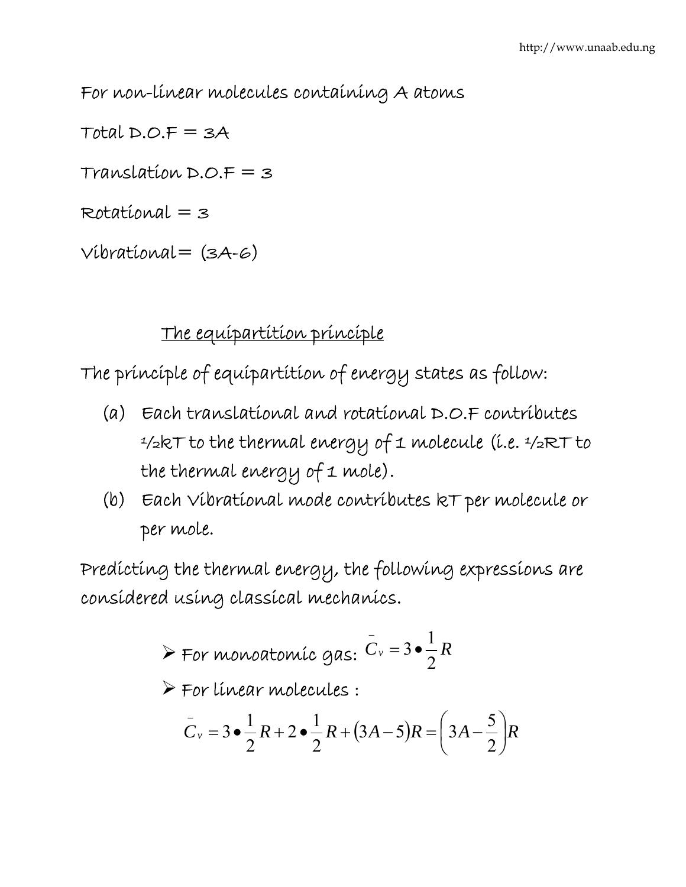For non-linear molecules containing A atoms

Total D.O.F = 3A

Translation D.O.F = 3

Rotational = 3

Vibrational= (3A-6)

## The equipartition principle

The principle of equipartition of energy states as follow:

(a) Each translational and rotational D.O.F contributes ½kT to the thermal energy of 1 molecule (i.e. ½RT to the thermal energy of 1 mole).

(b) Each Vibrational mode contributes kT per molecule or per mole.

Predicting the thermal energy, the following expressions are considered using classical mechanics.

- For monoatomic gas: $\bar{C}_v = 3 \bullet \frac{1}{2} R$
- For linear molecules :

$$\bar{C}_v = 3 \bullet \frac{1}{2} R + 2 \bullet \frac{1}{2} R + (3A - 5)R = \left(3A - \frac{5}{2}\right)R$$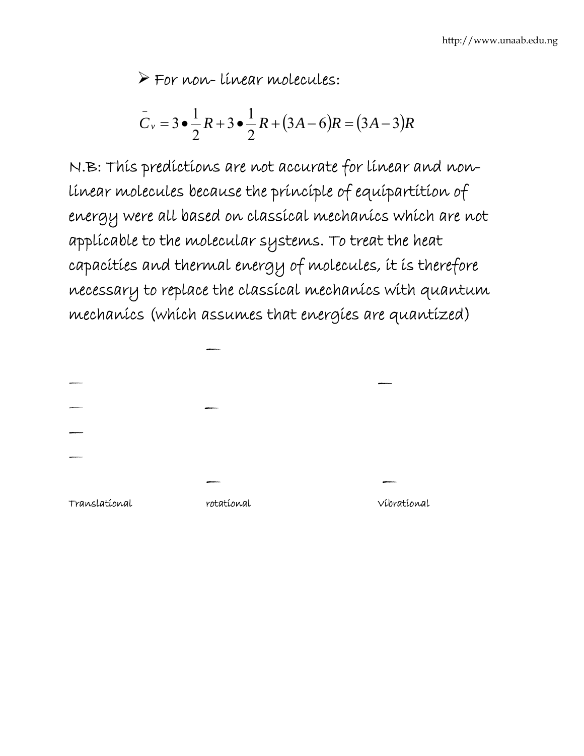- For non- linear molecules:

$$\bar{C}_v = 3 \bullet \frac{1}{2}R + 3 \bullet \frac{1}{2}R + (3A-6)R = (3A-3)R$$

N.B: This predictions are not accurate for linear and non-linear molecules because the principle of equipartition of energy were all based on classical mechanics which are not applicable to the molecular systems. To treat the heat capacities and thermal energy of molecules, it is therefore necessary to replace the classical mechanics with quantum mechanics (which assumes that energies are quantized)

Translational rotational Vibrational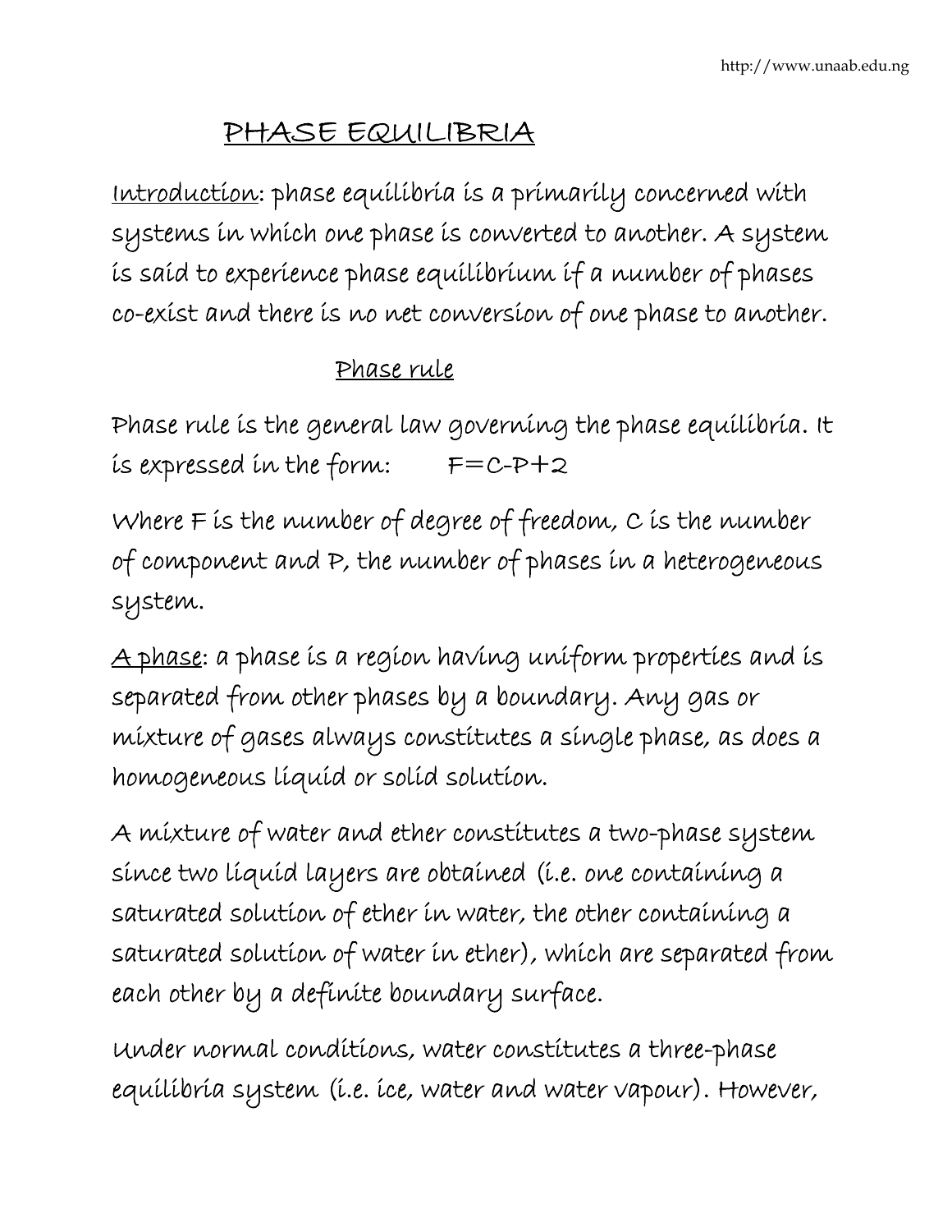# PHASE EQUILIBRIA

Introduction: phase equilibria is a primarily concerned with systems in which one phase is converted to another. A system is said to experience phase equilibrium if a number of phases co-exist and there is no net conversion of one phase to another.

## Phase rule

Phase rule is the general law governing the phase equilibria. It is expressed in the form: $F=C-P+2$

Where F is the number of degree of freedom, C is the number of component and P, the number of phases in a heterogeneous system.

A phase: a phase is a region having uniform properties and is separated from other phases by a boundary. Any gas or mixture of gases always constitutes a single phase, as does a homogeneous liquid or solid solution.

A mixture of water and ether constitutes a two-phase system since two liquid layers are obtained (i.e. one containing a saturated solution of ether in water, the other containing a saturated solution of water in ether), which are separated from each other by a definite boundary surface.

Under normal conditions, water constitutes a three-phase equilibria system (i.e. ice, water and water vapour). However,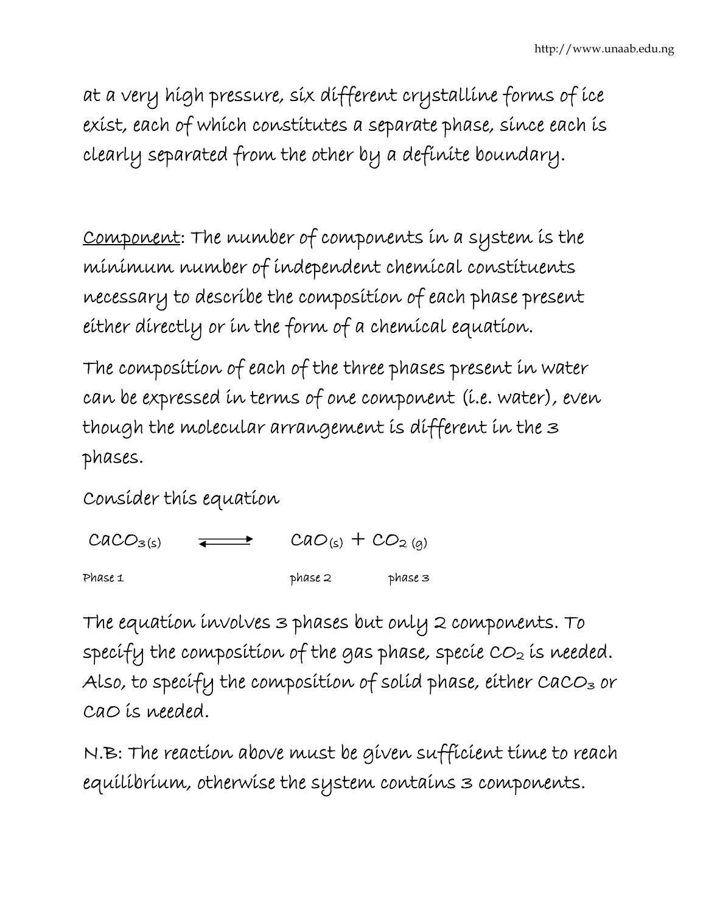at a very high pressure, six different crystalline forms of ice exist, each of which constitutes a separate phase, since each is clearly separated from the other by a definite boundary.

<u>Component</u>: The number of components in a system is the minimum number of independent chemical constituents necessary to describe the composition of each phase present either directly or in the form of a chemical equation.

The composition of each of the three phases present in water can be expressed in terms of one component (i.e. water), even though the molecular arrangement is different in the 3 phases.

Consider this equation

$$CaCO_{3(s)} \rightleftharpoons CaO_{(s)} + CO_{2\,(g)}$$

Phase 1 &nbsp;&nbsp;&nbsp;&nbsp;&nbsp;&nbsp;&nbsp;&nbsp;&nbsp;&nbsp;&nbsp;&nbsp; phase 2 &nbsp;&nbsp;&nbsp;&nbsp;&nbsp;&nbsp; phase 3

The equation involves 3 phases but only 2 components. To specify the composition of the gas phase, specie $CO_2$ is needed. Also, to specify the composition of solid phase, either $CaCO_3$ or $CaO$ is needed.

N.B: The reaction above must be given sufficient time to reach equilibrium, otherwise the system contains 3 components.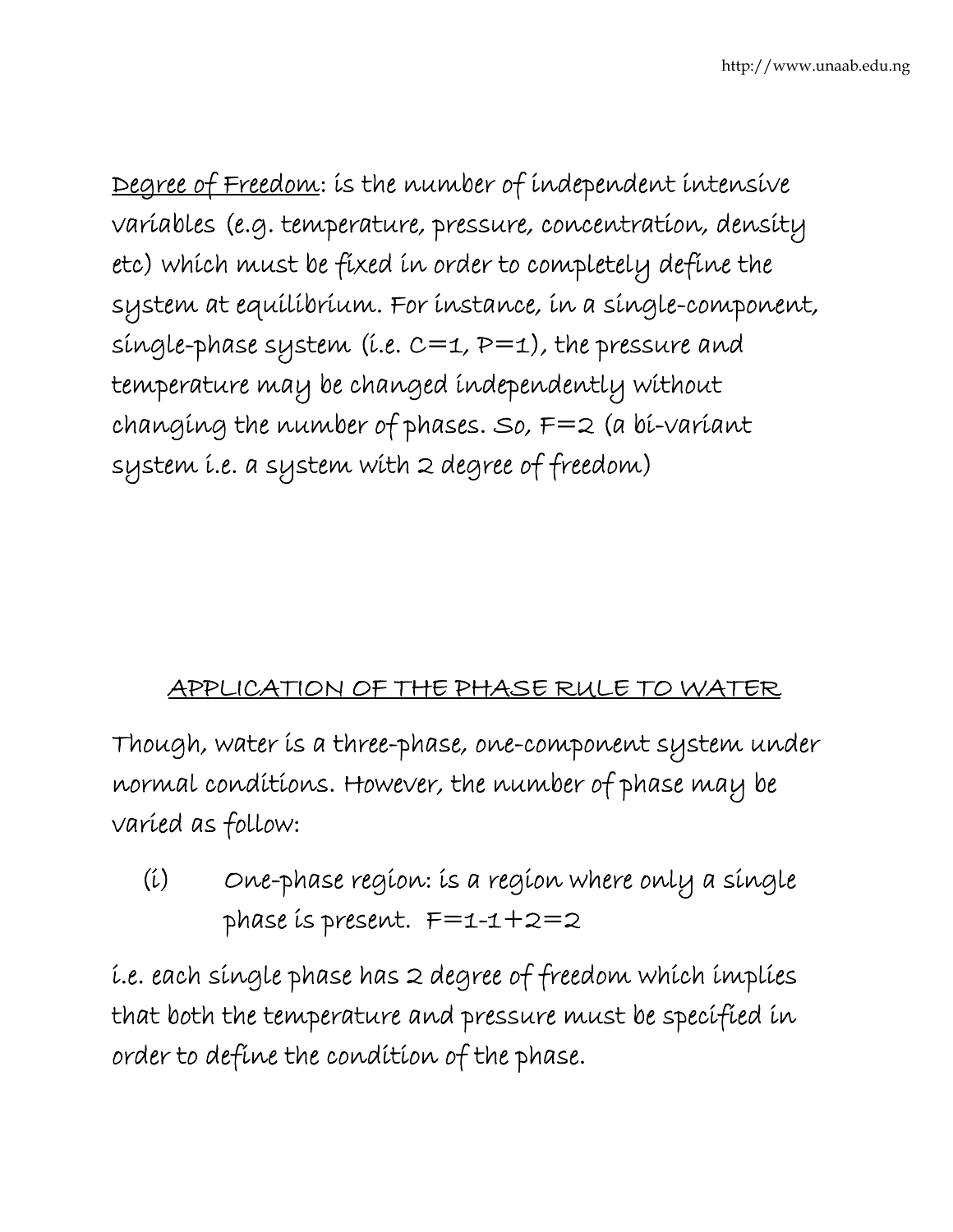<u>Degree of Freedom</u>: is the number of independent intensive variables (e.g. temperature, pressure, concentration, density etc) which must be fixed in order to completely define the system at equilibrium. For instance, in a single-component, single-phase system (i.e. $C=1$, $P=1$), the pressure and temperature may be changed independently without changing the number of phases. So, $F=2$ (a bi-variant system i.e. a system with 2 degree of freedom)

## <u>APPLICATION OF THE PHASE RULE TO WATER</u>

Though, water is a three-phase, one-component system under normal conditions. However, the number of phase may be varied as follow:

(i) One-phase region: is a region where only a single phase is present. $F=1-1+2=2$

i.e. each single phase has 2 degree of freedom which implies that both the temperature and pressure must be specified in order to define the condition of the phase.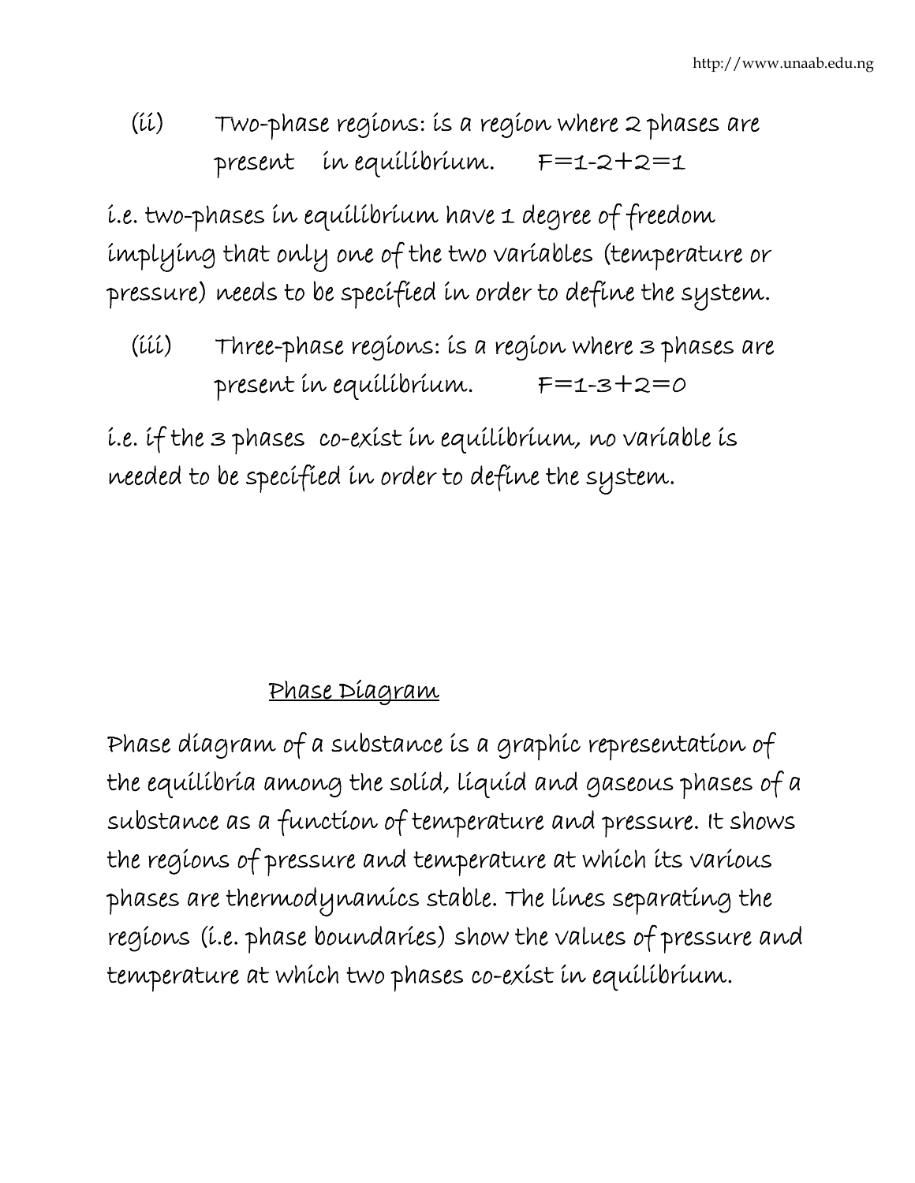(ii) Two-phase regions: is a region where 2 phases are present in equilibrium. $F=1-2+2=1$

i.e. two-phases in equilibrium have 1 degree of freedom implying that only one of the two variables (temperature or pressure) needs to be specified in order to define the system.

(iii) Three-phase regions: is a region where 3 phases are present in equilibrium. $F=1-3+2=0$

i.e. if the 3 phases co-exist in equilibrium, no variable is needed to be specified in order to define the system.

## Phase Diagram

Phase diagram of a substance is a graphic representation of the equilibria among the solid, liquid and gaseous phases of a substance as a function of temperature and pressure. It shows the regions of pressure and temperature at which its various phases are thermodynamics stable. The lines separating the regions (i.e. phase boundaries) show the values of pressure and temperature at which two phases co-exist in equilibrium.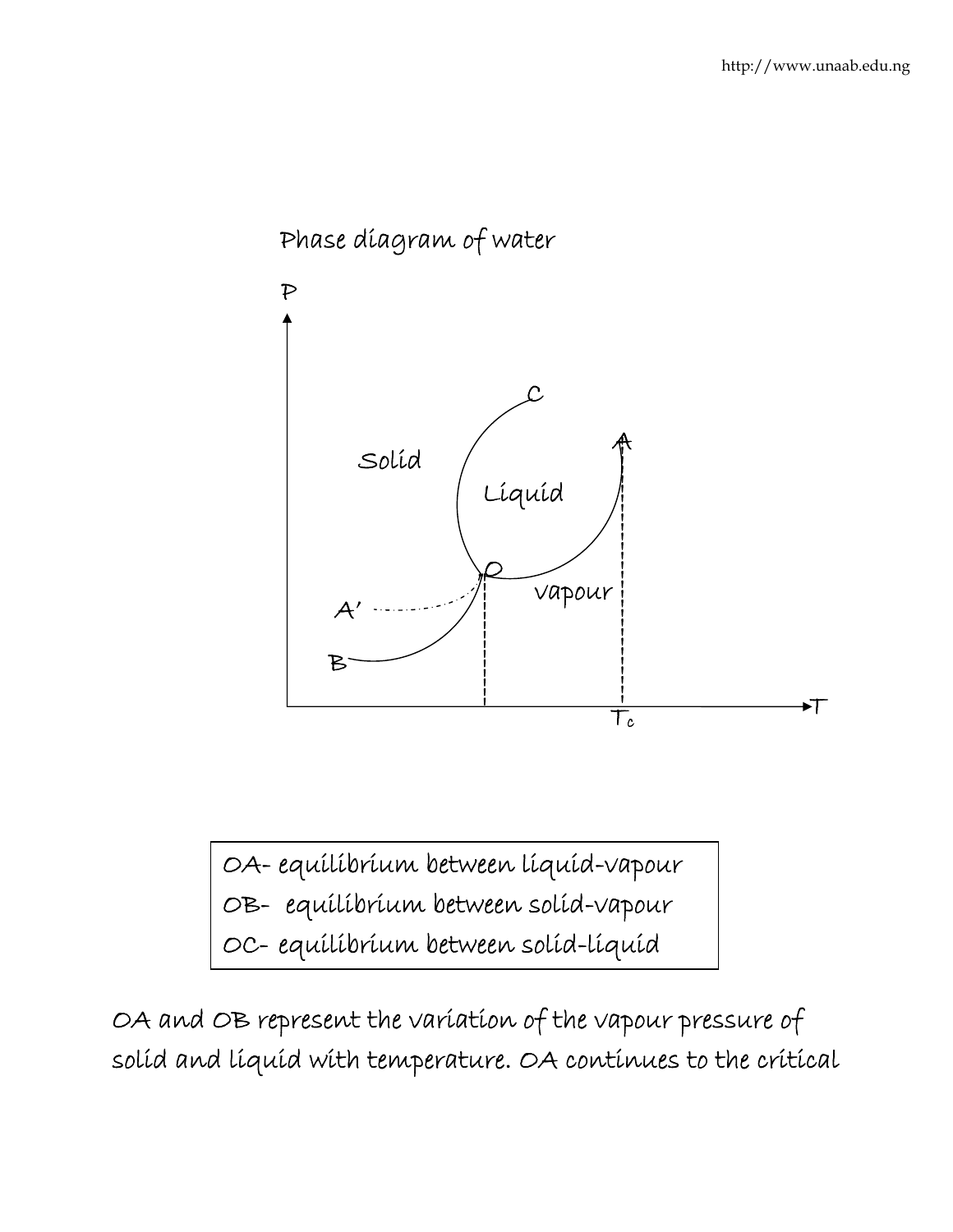Phase diagram of water

OA- equilibrium between liquid-vapour
OB- equilibrium between solid-vapour
OC- equilibrium between solid-liquid

OA and OB represent the variation of the vapour pressure of solid and liquid with temperature. OA continues to the critical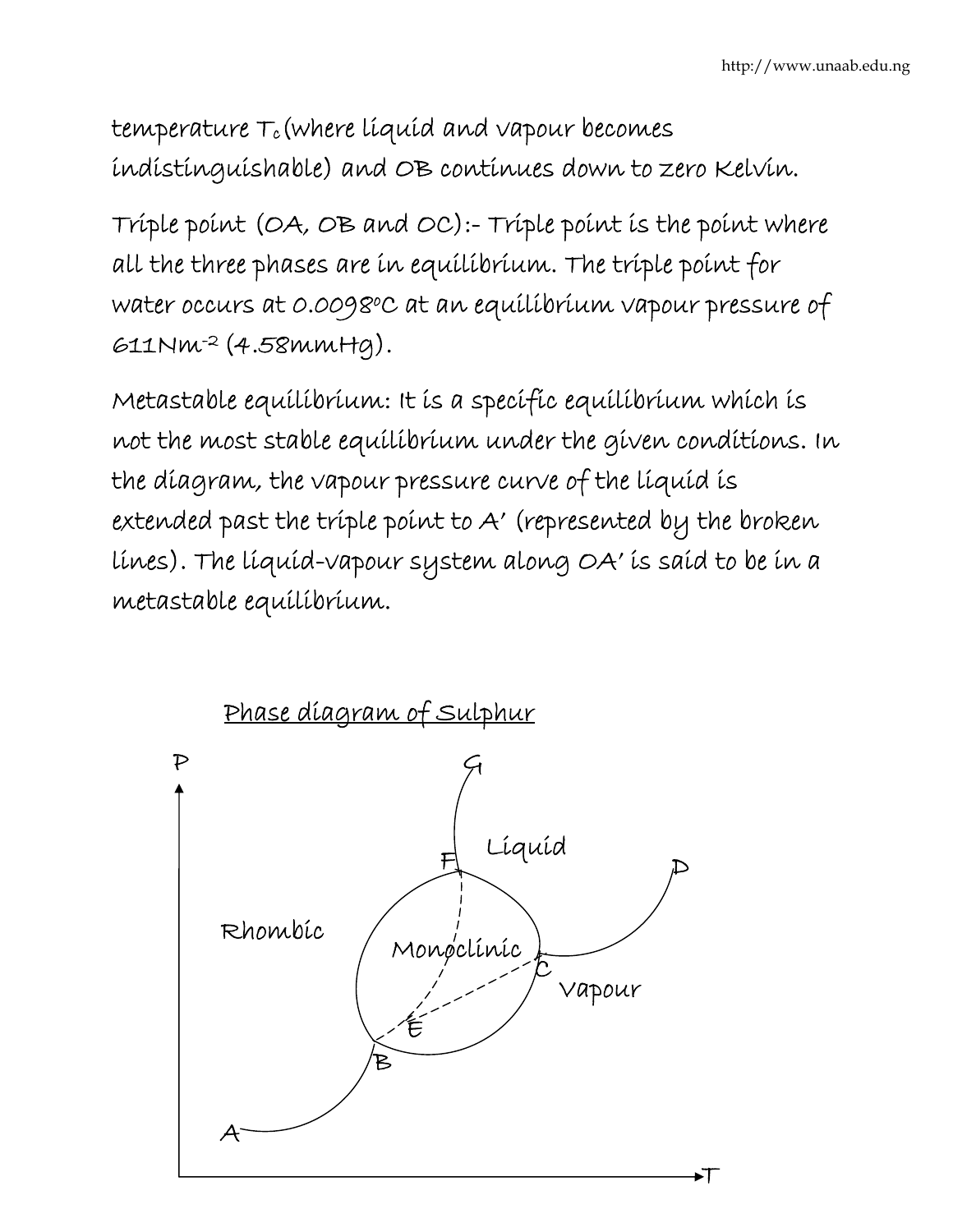temperature $T_c$ (where liquid and vapour becomes indistinguishable) and OB continues down to zero Kelvin.

Triple point (OA, OB and OC):- Triple point is the point where all the three phases are in equilibrium. The triple point for water occurs at 0.0098°C at an equilibrium vapour pressure of 611Nm$^{-2}$ (4.58mmHg).

Metastable equilibrium: It is a specific equilibrium which is not the most stable equilibrium under the given conditions. In the diagram, the vapour pressure curve of the liquid is extended past the triple point to A' (represented by the broken lines). The liquid-vapour system along OA' is said to be in a metastable equilibrium.

Phase diagram of Sulphur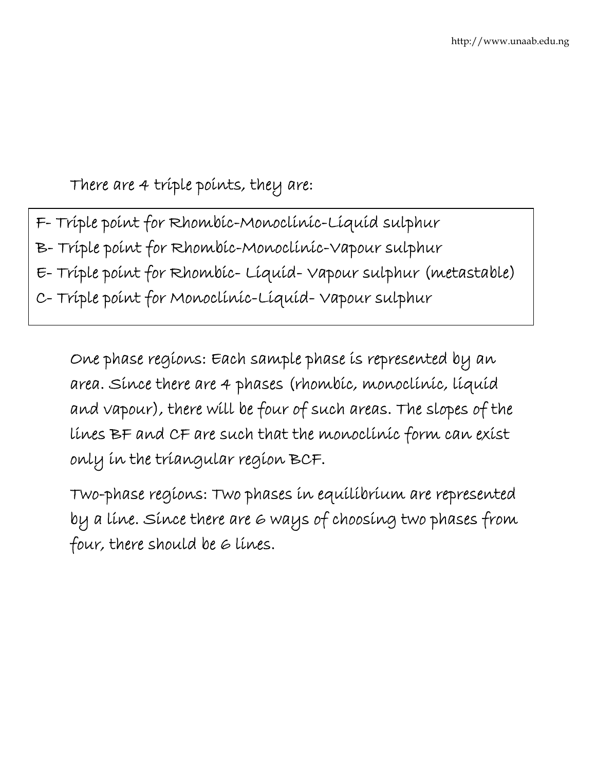There are 4 triple points, they are:

F- Triple point for Rhombic-Monoclinic-Liquid sulphur
B- Triple point for Rhombic-Monoclinic-Vapour sulphur
E- Triple point for Rhombic- Liquid- Vapour sulphur (metastable)
C- Triple point for Monoclinic-Liquid- Vapour sulphur

One phase regions: Each sample phase is represented by an area. Since there are 4 phases (rhombic, monoclinic, liquid and vapour), there will be four of such areas. The slopes of the lines BF and CF are such that the monoclinic form can exist only in the triangular region BCF.

Two-phase regions: Two phases in equilibrium are represented by a line. Since there are 6 ways of choosing two phases from four, there should be 6 lines.